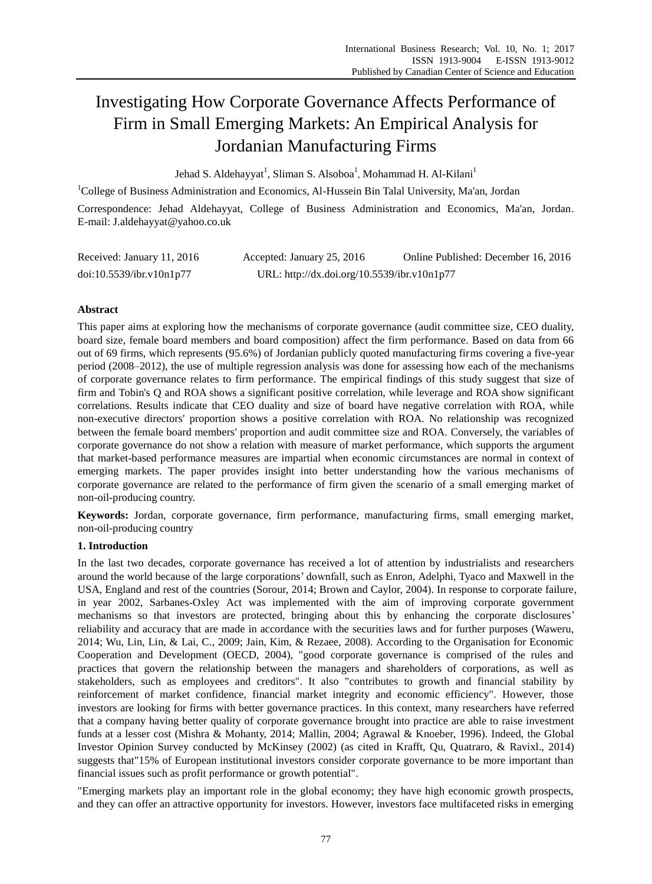# Investigating How Corporate Governance Affects Performance of Firm in Small Emerging Markets: An Empirical Analysis for Jordanian Manufacturing Firms

Jehad S. Aldehayyat[1], Sliman S. Alsoboa[1], Mohammad H. Al-Kilani[1]

[1]College of Business Administration and Economics, Al-Hussein Bin Talal University, Ma'an, Jordan

Correspondence: Jehad Aldehayyat, College of Business Administration and Economics, Ma'an, Jordan. E-mail: J.aldehayyat@yahoo.co.uk

Received: January 11, 2016 Accepted: January 25, 2016 Online Published: December 16, 2016

doi:10.5539/ibr.v10n1p77 URL: http://dx.doi.org/10.5539/ibr.v10n1p77

**Abstract**

This paper aims at exploring how the mechanisms of corporate governance (audit committee size, CEO duality, board size, female board members and board composition) affect the firm performance. Based on data from 66 out of 69 firms, which represents (95.6%) of Jordanian publicly quoted manufacturing firms covering a five-year period (2008–2012), the use of multiple regression analysis was done for assessing how each of the mechanisms of corporate governance relates to firm performance. The empirical findings of this study suggest that size of firm and Tobin's Q and ROA shows a significant positive correlation, while leverage and ROA show significant correlations. Results indicate that CEO duality and size of board have negative correlation with ROA, while non-executive directors' proportion shows a positive correlation with ROA. No relationship was recognized between the female board members' proportion and audit committee size and ROA. Conversely, the variables of corporate governance do not show a relation with measure of market performance, which supports the argument that market-based performance measures are impartial when economic circumstances are normal in context of emerging markets. The paper provides insight into better understanding how the various mechanisms of corporate governance are related to the performance of firm given the scenario of a small emerging market of non-oil-producing country.

**Keywords:** Jordan, corporate governance, firm performance, manufacturing firms, small emerging market, non-oil-producing country

## 1. Introduction

In the last two decades, corporate governance has received a lot of attention by industrialists and researchers around the world because of the large corporations' downfall, such as Enron, Adelphi, Tyaco and Maxwell in the USA, England and rest of the countries (Sorour, 2014; Brown and Caylor, 2004). In response to corporate failure, in year 2002, Sarbanes-Oxley Act was implemented with the aim of improving corporate government mechanisms so that investors are protected, bringing about this by enhancing the corporate disclosures' reliability and accuracy that are made in accordance with the securities laws and for further purposes (Waweru, 2014; Wu, Lin, Lin, & Lai, C., 2009; Jain, Kim, & Rezaee, 2008). According to the Organisation for Economic Cooperation and Development (OECD, 2004), "good corporate governance is comprised of the rules and practices that govern the relationship between the managers and shareholders of corporations, as well as stakeholders, such as employees and creditors". It also "contributes to growth and financial stability by reinforcement of market confidence, financial market integrity and economic efficiency". However, those investors are looking for firms with better governance practices. In this context, many researchers have referred that a company having better quality of corporate governance brought into practice are able to raise investment funds at a lesser cost (Mishra & Mohanty, 2014; Mallin, 2004; Agrawal & Knoeber, 1996). Indeed, the Global Investor Opinion Survey conducted by McKinsey (2002) (as cited in Krafft, Qu, Quatraro, & Ravixl., 2014) suggests that"15% of European institutional investors consider corporate governance to be more important than financial issues such as profit performance or growth potential".

"Emerging markets play an important role in the global economy; they have high economic growth prospects, and they can offer an attractive opportunity for investors. However, investors face multifaceted risks in emerging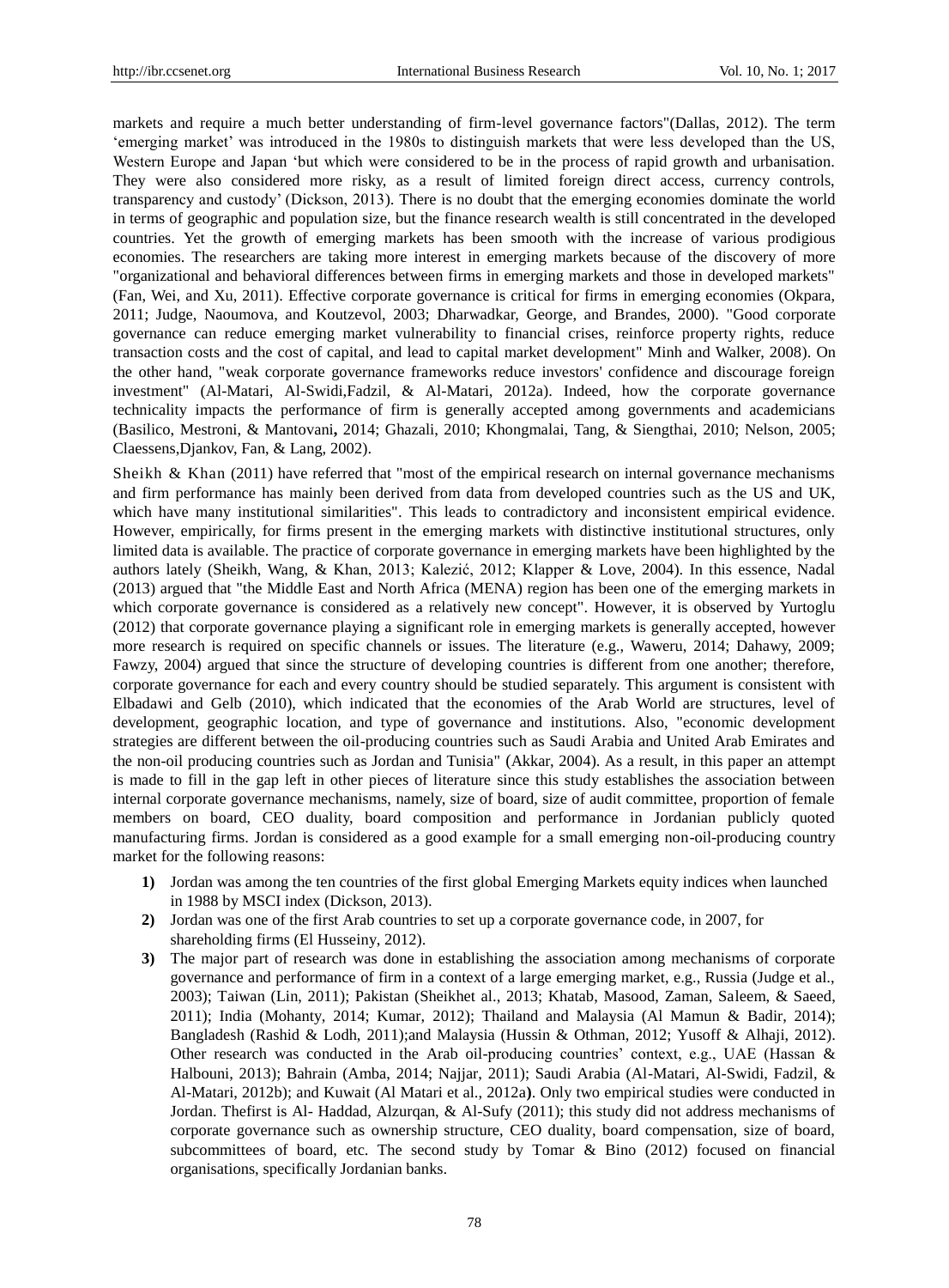markets and require a much better understanding of firm-level governance factors"(Dallas, 2012). The term 'emerging market' was introduced in the 1980s to distinguish markets that were less developed than the US, Western Europe and Japan 'but which were considered to be in the process of rapid growth and urbanisation. They were also considered more risky, as a result of limited foreign direct access, currency controls, transparency and custody' (Dickson, 2013). There is no doubt that the emerging economies dominate the world in terms of geographic and population size, but the finance research wealth is still concentrated in the developed countries. Yet the growth of emerging markets has been smooth with the increase of various prodigious economies. The researchers are taking more interest in emerging markets because of the discovery of more "organizational and behavioral differences between firms in emerging markets and those in developed markets" (Fan, Wei, and Xu, 2011). Effective corporate governance is critical for firms in emerging economies (Okpara, 2011; Judge, Naoumova, and Koutzevol, 2003; Dharwadkar, George, and Brandes, 2000). "Good corporate governance can reduce emerging market vulnerability to financial crises, reinforce property rights, reduce transaction costs and the cost of capital, and lead to capital market development" Minh and Walker, 2008). On the other hand, "weak corporate governance frameworks reduce investors' confidence and discourage foreign investment" (Al-Matari, Al-Swidi,Fadzil, & Al-Matari, 2012a). Indeed, how the corporate governance technicality impacts the performance of firm is generally accepted among governments and academicians (Basilico, Mestroni, & Mantovani**,** 2014; Ghazali, 2010; Khongmalai, Tang, & Siengthai, 2010; Nelson, 2005; Claessens,Djankov, Fan, & Lang, 2002).

Sheikh & Khan (2011) have referred that "most of the empirical research on internal governance mechanisms and firm performance has mainly been derived from data from developed countries such as the US and UK, which have many institutional similarities". This leads to contradictory and inconsistent empirical evidence. However, empirically, for firms present in the emerging markets with distinctive institutional structures, only limited data is available. The practice of corporate governance in emerging markets have been highlighted by the authors lately (Sheikh, Wang, & Khan, 2013; Kalezić, 2012; Klapper & Love, 2004). In this essence, Nadal (2013) argued that "the Middle East and North Africa (MENA) region has been one of the emerging markets in which corporate governance is considered as a relatively new concept". However, it is observed by Yurtoglu (2012) that corporate governance playing a significant role in emerging markets is generally accepted, however more research is required on specific channels or issues. The literature (e.g., Waweru, 2014; Dahawy, 2009; Fawzy, 2004) argued that since the structure of developing countries is different from one another; therefore, corporate governance for each and every country should be studied separately. This argument is consistent with Elbadawi and Gelb (2010), which indicated that the economies of the Arab World are structures, level of development, geographic location, and type of governance and institutions. Also, "economic development strategies are different between the oil-producing countries such as Saudi Arabia and United Arab Emirates and the non-oil producing countries such as Jordan and Tunisia" (Akkar, 2004). As a result, in this paper an attempt is made to fill in the gap left in other pieces of literature since this study establishes the association between internal corporate governance mechanisms, namely, size of board, size of audit committee, proportion of female members on board, CEO duality, board composition and performance in Jordanian publicly quoted manufacturing firms. Jordan is considered as a good example for a small emerging non-oil-producing country market for the following reasons:

1) Jordan was among the ten countries of the first global Emerging Markets equity indices when launched in 1988 by MSCI index (Dickson, 2013).
2) Jordan was one of the first Arab countries to set up a corporate governance code, in 2007, for shareholding firms (El Husseiny, 2012).
3) The major part of research was done in establishing the association among mechanisms of corporate governance and performance of firm in a context of a large emerging market, e.g., Russia (Judge et al., 2003); Taiwan (Lin, 2011); Pakistan (Sheikhet al., 2013; Khatab, Masood, Zaman, Saleem, & Saeed, 2011); India (Mohanty, 2014; Kumar, 2012); Thailand and Malaysia (Al Mamun & Badir, 2014); Bangladesh (Rashid & Lodh, 2011);and Malaysia (Hussin & Othman, 2012; Yusoff & Alhaji, 2012). Other research was conducted in the Arab oil-producing countries' context, e.g., UAE (Hassan & Halbouni, 2013); Bahrain (Amba, 2014; Najjar, 2011); Saudi Arabia (Al-Matari, Al-Swidi, Fadzil, & Al-Matari, 2012b); and Kuwait (Al Matari et al., 2012a**)**. Only two empirical studies were conducted in Jordan. Thefirst is Al- Haddad, Alzurqan, & Al-Sufy (2011); this study did not address mechanisms of corporate governance such as ownership structure, CEO duality, board compensation, size of board, subcommittees of board, etc. The second study by Tomar & Bino (2012) focused on financial organisations, specifically Jordanian banks.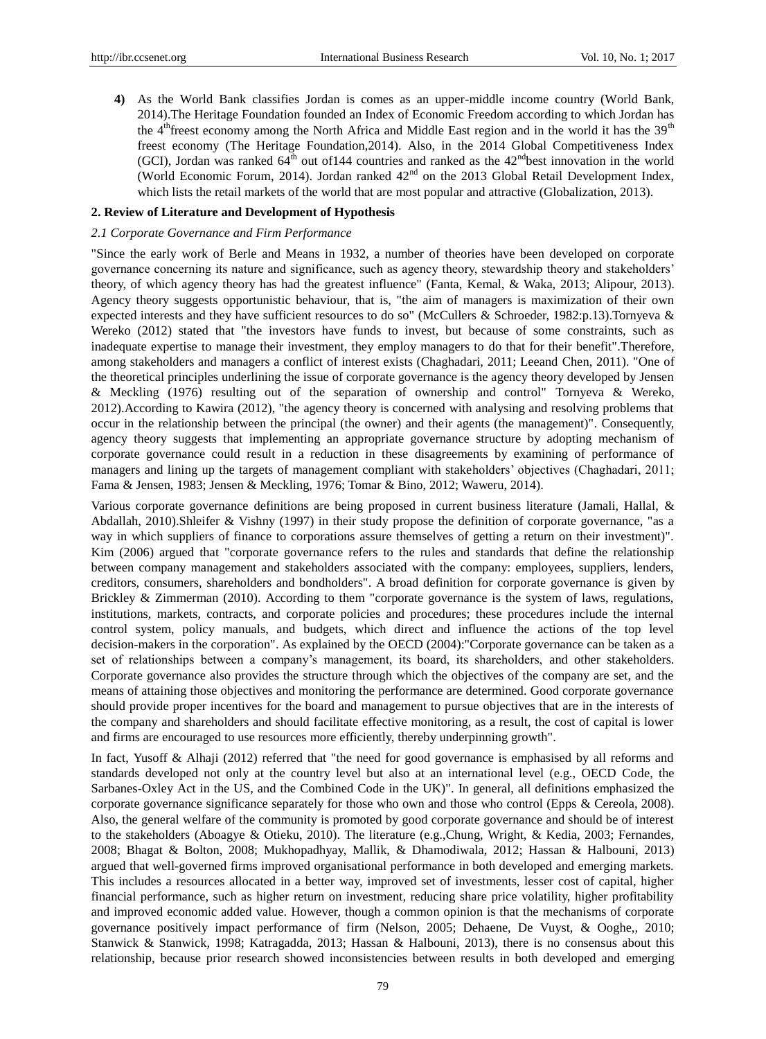4) As the World Bank classifies Jordan is comes as an upper-middle income country (World Bank, 2014).The Heritage Foundation founded an Index of Economic Freedom according to which Jordan has the 4th freest economy among the North Africa and Middle East region and in the world it has the 39th freest economy (The Heritage Foundation,2014). Also, in the 2014 Global Competitiveness Index (GCI), Jordan was ranked 64th out of144 countries and ranked as the 42nd best innovation in the world (World Economic Forum, 2014). Jordan ranked 42nd on the 2013 Global Retail Development Index, which lists the retail markets of the world that are most popular and attractive (Globalization, 2013).

## 2. Review of Literature and Development of Hypothesis

### *2.1 Corporate Governance and Firm Performance*

"Since the early work of Berle and Means in 1932, a number of theories have been developed on corporate governance concerning its nature and significance, such as agency theory, stewardship theory and stakeholders' theory, of which agency theory has had the greatest influence" (Fanta, Kemal, & Waka, 2013; Alipour, 2013). Agency theory suggests opportunistic behaviour, that is, "the aim of managers is maximization of their own expected interests and they have sufficient resources to do so" (McCullers & Schroeder, 1982:p.13).Tornyeva & Wereko (2012) stated that "the investors have funds to invest, but because of some constraints, such as inadequate expertise to manage their investment, they employ managers to do that for their benefit".Therefore, among stakeholders and managers a conflict of interest exists (Chaghadari, 2011; Leeand Chen, 2011). "One of the theoretical principles underlining the issue of corporate governance is the agency theory developed by Jensen & Meckling (1976) resulting out of the separation of ownership and control" Tornyeva & Wereko, 2012).According to Kawira (2012), "the agency theory is concerned with analysing and resolving problems that occur in the relationship between the principal (the owner) and their agents (the management)". Consequently, agency theory suggests that implementing an appropriate governance structure by adopting mechanism of corporate governance could result in a reduction in these disagreements by examining of performance of managers and lining up the targets of management compliant with stakeholders' objectives (Chaghadari, 2011; Fama & Jensen, 1983; Jensen & Meckling, 1976; Tomar & Bino, 2012; Waweru, 2014).

Various corporate governance definitions are being proposed in current business literature (Jamali, Hallal, & Abdallah, 2010).Shleifer & Vishny (1997) in their study propose the definition of corporate governance, "as a way in which suppliers of finance to corporations assure themselves of getting a return on their investment)". Kim (2006) argued that "corporate governance refers to the rules and standards that define the relationship between company management and stakeholders associated with the company: employees, suppliers, lenders, creditors, consumers, shareholders and bondholders". A broad definition for corporate governance is given by Brickley & Zimmerman (2010). According to them "corporate governance is the system of laws, regulations, institutions, markets, contracts, and corporate policies and procedures; these procedures include the internal control system, policy manuals, and budgets, which direct and influence the actions of the top level decision-makers in the corporation". As explained by the OECD (2004):"Corporate governance can be taken as a set of relationships between a company's management, its board, its shareholders, and other stakeholders. Corporate governance also provides the structure through which the objectives of the company are set, and the means of attaining those objectives and monitoring the performance are determined. Good corporate governance should provide proper incentives for the board and management to pursue objectives that are in the interests of the company and shareholders and should facilitate effective monitoring, as a result, the cost of capital is lower and firms are encouraged to use resources more efficiently, thereby underpinning growth".

In fact, Yusoff & Alhaji (2012) referred that "the need for good governance is emphasised by all reforms and standards developed not only at the country level but also at an international level (e.g., OECD Code, the Sarbanes-Oxley Act in the US, and the Combined Code in the UK)". In general, all definitions emphasized the corporate governance significance separately for those who own and those who control (Epps & Cereola, 2008). Also, the general welfare of the community is promoted by good corporate governance and should be of interest to the stakeholders (Aboagye & Otieku, 2010). The literature (e.g.,Chung, Wright, & Kedia, 2003; Fernandes, 2008; Bhagat & Bolton, 2008; Mukhopadhyay, Mallik, & Dhamodiwala, 2012; Hassan & Halbouni, 2013) argued that well-governed firms improved organisational performance in both developed and emerging markets. This includes a resources allocated in a better way, improved set of investments, lesser cost of capital, higher financial performance, such as higher return on investment, reducing share price volatility, higher profitability and improved economic added value. However, though a common opinion is that the mechanisms of corporate governance positively impact performance of firm (Nelson, 2005; Dehaene, De Vuyst, & Ooghe,, 2010; Stanwick & Stanwick, 1998; Katragadda, 2013; Hassan & Halbouni, 2013), there is no consensus about this relationship, because prior research showed inconsistencies between results in both developed and emerging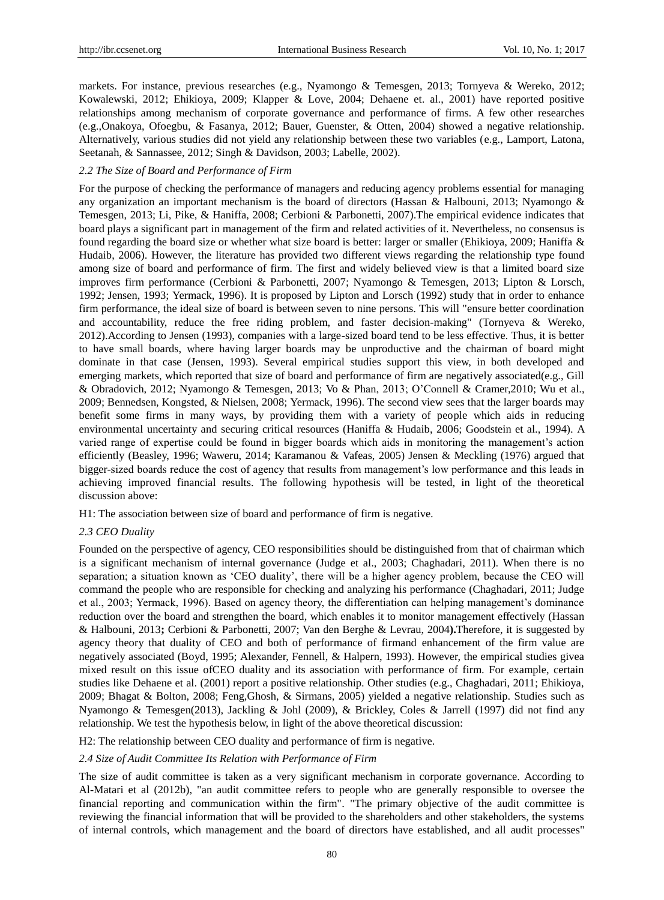markets. For instance, previous researches (e.g., Nyamongo & Temesgen, 2013; Tornyeva & Wereko, 2012; Kowalewski, 2012; Ehikioya, 2009; Klapper & Love, 2004; Dehaene et. al., 2001) have reported positive relationships among mechanism of corporate governance and performance of firms. A few other researches (e.g.,Onakoya, Ofoegbu, & Fasanya, 2012; Bauer, Guenster, & Otten, 2004) showed a negative relationship. Alternatively, various studies did not yield any relationship between these two variables (e.g., Lamport, Latona, Seetanah, & Sannassee, 2012; Singh & Davidson, 2003; Labelle, 2002).

### *2.2 The Size of Board and Performance of Firm*

For the purpose of checking the performance of managers and reducing agency problems essential for managing any organization an important mechanism is the board of directors (Hassan & Halbouni, 2013; Nyamongo & Temesgen, 2013; Li, Pike, & Haniffa, 2008; Cerbioni & Parbonetti, 2007).The empirical evidence indicates that board plays a significant part in management of the firm and related activities of it. Nevertheless, no consensus is found regarding the board size or whether what size board is better: larger or smaller (Ehikioya, 2009; Haniffa & Hudaib, 2006). However, the literature has provided two different views regarding the relationship type found among size of board and performance of firm. The first and widely believed view is that a limited board size improves firm performance (Cerbioni & Parbonetti, 2007; Nyamongo & Temesgen, 2013; Lipton & Lorsch, 1992; Jensen, 1993; Yermack, 1996). It is proposed by Lipton and Lorsch (1992) study that in order to enhance firm performance, the ideal size of board is between seven to nine persons. This will "ensure better coordination and accountability, reduce the free riding problem, and faster decision-making" (Tornyeva & Wereko, 2012).According to Jensen (1993), companies with a large-sized board tend to be less effective. Thus, it is better to have small boards, where having larger boards may be unproductive and the chairman of board might dominate in that case (Jensen, 1993). Several empirical studies support this view, in both developed and emerging markets, which reported that size of board and performance of firm are negatively associated(e.g., Gill & Obradovich, 2012; Nyamongo & Temesgen, 2013; Vo & Phan, 2013; O'Connell & Cramer,2010; Wu et al., 2009; Bennedsen, Kongsted, & Nielsen, 2008; Yermack, 1996). The second view sees that the larger boards may benefit some firms in many ways, by providing them with a variety of people which aids in reducing environmental uncertainty and securing critical resources (Haniffa & Hudaib, 2006; Goodstein et al., 1994). A varied range of expertise could be found in bigger boards which aids in monitoring the management's action efficiently (Beasley, 1996; Waweru, 2014; Karamanou & Vafeas, 2005) Jensen & Meckling (1976) argued that bigger-sized boards reduce the cost of agency that results from management's low performance and this leads in achieving improved financial results. The following hypothesis will be tested, in light of the theoretical discussion above:

H1: The association between size of board and performance of firm is negative.

### *2.3 CEO Duality*

Founded on the perspective of agency, CEO responsibilities should be distinguished from that of chairman which is a significant mechanism of internal governance (Judge et al., 2003; Chaghadari, 2011). When there is no separation; a situation known as 'CEO duality', there will be a higher agency problem, because the CEO will command the people who are responsible for checking and analyzing his performance (Chaghadari, 2011; Judge et al., 2003; Yermack, 1996). Based on agency theory, the differentiation can helping management's dominance reduction over the board and strengthen the board, which enables it to monitor management effectively (Hassan & Halbouni, 2013**;** Cerbioni & Parbonetti, 2007; Van den Berghe & Levrau, 2004**).**Therefore, it is suggested by agency theory that duality of CEO and both of performance of firmand enhancement of the firm value are negatively associated (Boyd, 1995; Alexander, Fennell, & Halpern, 1993). However, the empirical studies givea mixed result on this issue ofCEO duality and its association with performance of firm. For example, certain studies like Dehaene et al. (2001) report a positive relationship. Other studies (e.g., Chaghadari, 2011; Ehikioya, 2009; Bhagat & Bolton, 2008; Feng,Ghosh, & Sirmans, 2005) yielded a negative relationship. Studies such as Nyamongo & Temesgen(2013), Jackling & Johl (2009), & Brickley, Coles & Jarrell (1997) did not find any relationship. We test the hypothesis below, in light of the above theoretical discussion:

H2: The relationship between CEO duality and performance of firm is negative.

### *2.4 Size of Audit Committee Its Relation with Performance of Firm*

The size of audit committee is taken as a very significant mechanism in corporate governance. According to Al-Matari et al (2012b), "an audit committee refers to people who are generally responsible to oversee the financial reporting and communication within the firm". "The primary objective of the audit committee is reviewing the financial information that will be provided to the shareholders and other stakeholders, the systems of internal controls, which management and the board of directors have established, and all audit processes"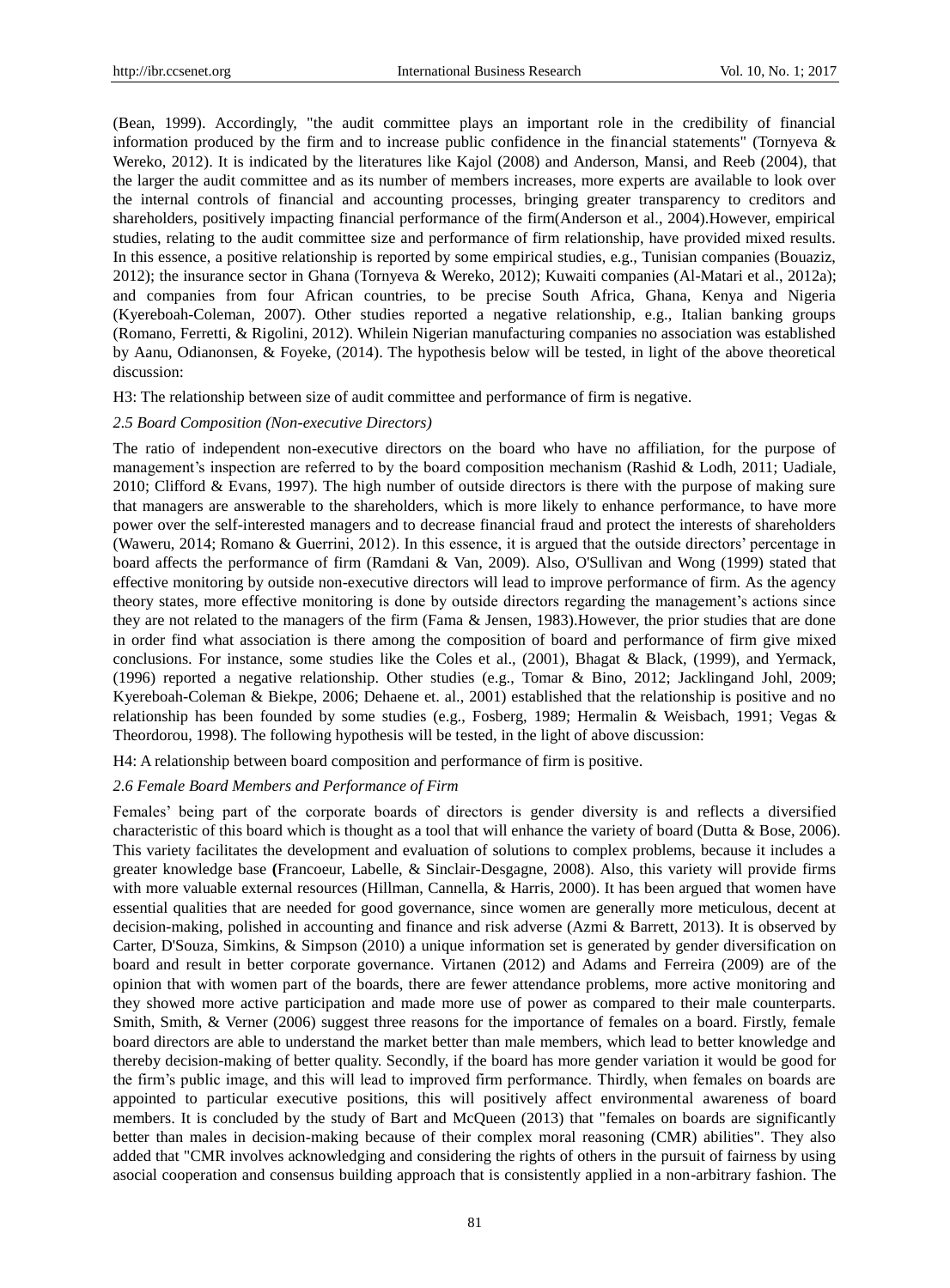(Bean, 1999). Accordingly, "the audit committee plays an important role in the credibility of financial information produced by the firm and to increase public confidence in the financial statements" (Tornyeva & Wereko, 2012). It is indicated by the literatures like Kajol (2008) and Anderson, Mansi, and Reeb (2004), that the larger the audit committee and as its number of members increases, more experts are available to look over the internal controls of financial and accounting processes, bringing greater transparency to creditors and shareholders, positively impacting financial performance of the firm(Anderson et al., 2004).However, empirical studies, relating to the audit committee size and performance of firm relationship, have provided mixed results. In this essence, a positive relationship is reported by some empirical studies, e.g., Tunisian companies (Bouaziz, 2012); the insurance sector in Ghana (Tornyeva & Wereko, 2012); Kuwaiti companies (Al-Matari et al., 2012a); and companies from four African countries, to be precise South Africa, Ghana, Kenya and Nigeria (Kyereboah-Coleman, 2007). Other studies reported a negative relationship, e.g., Italian banking groups (Romano, Ferretti, & Rigolini, 2012). Whilein Nigerian manufacturing companies no association was established by Aanu, Odianonsen, & Foyeke, (2014). The hypothesis below will be tested, in light of the above theoretical discussion:

H3: The relationship between size of audit committee and performance of firm is negative.

### *2.5 Board Composition (Non-executive Directors)*

The ratio of independent non-executive directors on the board who have no affiliation, for the purpose of management's inspection are referred to by the board composition mechanism (Rashid & Lodh, 2011; Uadiale, 2010; Clifford & Evans, 1997). The high number of outside directors is there with the purpose of making sure that managers are answerable to the shareholders, which is more likely to enhance performance, to have more power over the self-interested managers and to decrease financial fraud and protect the interests of shareholders (Waweru, 2014; Romano & Guerrini, 2012). In this essence, it is argued that the outside directors' percentage in board affects the performance of firm (Ramdani & Van, 2009). Also, O'Sullivan and Wong (1999) stated that effective monitoring by outside non-executive directors will lead to improve performance of firm. As the agency theory states, more effective monitoring is done by outside directors regarding the management's actions since they are not related to the managers of the firm (Fama & Jensen, 1983).However, the prior studies that are done in order find what association is there among the composition of board and performance of firm give mixed conclusions. For instance, some studies like the Coles et al., (2001), Bhagat & Black, (1999), and Yermack, (1996) reported a negative relationship. Other studies (e.g., Tomar & Bino, 2012; Jacklingand Johl, 2009; Kyereboah-Coleman & Biekpe, 2006; Dehaene et. al., 2001) established that the relationship is positive and no relationship has been founded by some studies (e.g., Fosberg, 1989; Hermalin & Weisbach, 1991; Vegas & Theordorou, 1998). The following hypothesis will be tested, in the light of above discussion:

H4: A relationship between board composition and performance of firm is positive.

### *2.6 Female Board Members and Performance of Firm*

Females' being part of the corporate boards of directors is gender diversity is and reflects a diversified characteristic of this board which is thought as a tool that will enhance the variety of board (Dutta & Bose, 2006). This variety facilitates the development and evaluation of solutions to complex problems, because it includes a greater knowledge base **(**Francoeur, Labelle, & Sinclair-Desgagne, 2008). Also, this variety will provide firms with more valuable external resources (Hillman, Cannella, & Harris, 2000). It has been argued that women have essential qualities that are needed for good governance, since women are generally more meticulous, decent at decision-making, polished in accounting and finance and risk adverse (Azmi & Barrett, 2013). It is observed by Carter, D'Souza, Simkins, & Simpson (2010) a unique information set is generated by gender diversification on board and result in better corporate governance. Virtanen (2012) and Adams and Ferreira (2009) are of the opinion that with women part of the boards, there are fewer attendance problems, more active monitoring and they showed more active participation and made more use of power as compared to their male counterparts. Smith, Smith, & Verner (2006) suggest three reasons for the importance of females on a board. Firstly, female board directors are able to understand the market better than male members, which lead to better knowledge and thereby decision-making of better quality. Secondly, if the board has more gender variation it would be good for the firm's public image, and this will lead to improved firm performance. Thirdly, when females on boards are appointed to particular executive positions, this will positively affect environmental awareness of board members. It is concluded by the study of Bart and McQueen (2013) that "females on boards are significantly better than males in decision-making because of their complex moral reasoning (CMR) abilities". They also added that "CMR involves acknowledging and considering the rights of others in the pursuit of fairness by using asocial cooperation and consensus building approach that is consistently applied in a non-arbitrary fashion. The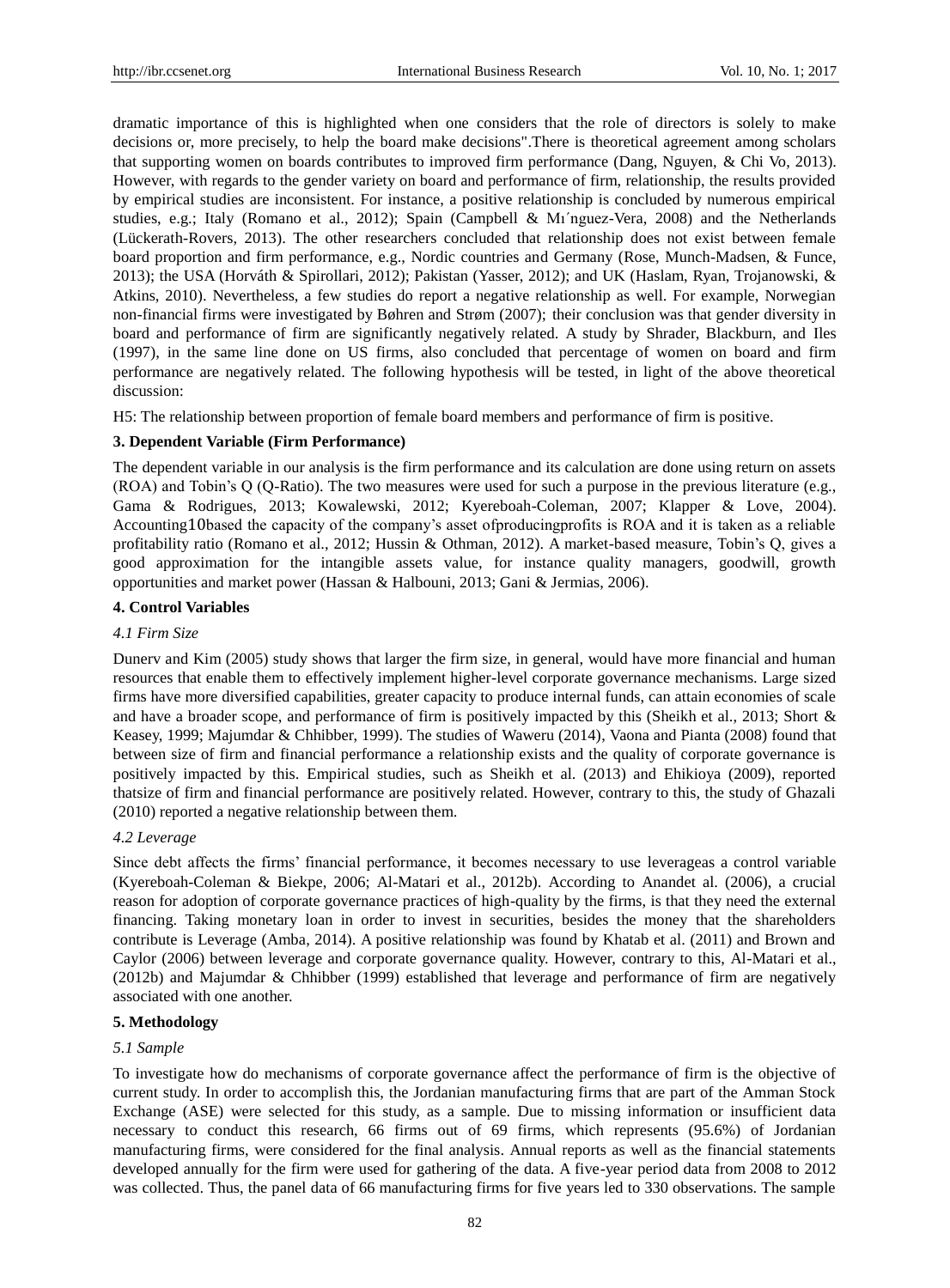dramatic importance of this is highlighted when one considers that the role of directors is solely to make decisions or, more precisely, to help the board make decisions".There is theoretical agreement among scholars that supporting women on boards contributes to improved firm performance (Dang, Nguyen, & Chi Vo, 2013). However, with regards to the gender variety on board and performance of firm, relationship, the results provided by empirical studies are inconsistent. For instance, a positive relationship is concluded by numerous empirical studies, e.g.; Italy (Romano et al., 2012); Spain (Campbell & Mı´nguez-Vera, 2008) and the Netherlands (Lückerath-Rovers, 2013). The other researchers concluded that relationship does not exist between female board proportion and firm performance, e.g., Nordic countries and Germany (Rose, Munch-Madsen, & Funce, 2013); the USA (Horváth & Spirollari, 2012); Pakistan (Yasser, 2012); and UK (Haslam, Ryan, Trojanowski, & Atkins, 2010). Nevertheless, a few studies do report a negative relationship as well. For example, Norwegian non-financial firms were investigated by Bøhren and Strøm (2007); their conclusion was that gender diversity in board and performance of firm are significantly negatively related. A study by Shrader, Blackburn, and Iles (1997), in the same line done on US firms, also concluded that percentage of women on board and firm performance are negatively related. The following hypothesis will be tested, in light of the above theoretical discussion:

H5: The relationship between proportion of female board members and performance of firm is positive.

## 3. Dependent Variable (Firm Performance)

The dependent variable in our analysis is the firm performance and its calculation are done using return on assets (ROA) and Tobin's Q (Q-Ratio). The two measures were used for such a purpose in the previous literature (e.g., Gama & Rodrigues, 2013; Kowalewski, 2012; Kyereboah-Coleman, 2007; Klapper & Love, 2004). Accounting10based the capacity of the company's asset ofproducingprofits is ROA and it is taken as a reliable profitability ratio (Romano et al., 2012; Hussin & Othman, 2012). A market-based measure, Tobin's Q, gives a good approximation for the intangible assets value, for instance quality managers, goodwill, growth opportunities and market power (Hassan & Halbouni, 2013; Gani & Jermias, 2006).

## 4. Control Variables

### *4.1 Firm Size*

Dunerv and Kim (2005) study shows that larger the firm size, in general, would have more financial and human resources that enable them to effectively implement higher-level corporate governance mechanisms. Large sized firms have more diversified capabilities, greater capacity to produce internal funds, can attain economies of scale and have a broader scope, and performance of firm is positively impacted by this (Sheikh et al., 2013; Short & Keasey, 1999; Majumdar & Chhibber, 1999). The studies of Waweru (2014), Vaona and Pianta (2008) found that between size of firm and financial performance a relationship exists and the quality of corporate governance is positively impacted by this. Empirical studies, such as Sheikh et al. (2013) and Ehikioya (2009), reported thatsize of firm and financial performance are positively related. However, contrary to this, the study of Ghazali (2010) reported a negative relationship between them.

### *4.2 Leverage*

Since debt affects the firms' financial performance, it becomes necessary to use leverageas a control variable (Kyereboah-Coleman & Biekpe, 2006; Al-Matari et al., 2012b). According to Anandet al. (2006), a crucial reason for adoption of corporate governance practices of high-quality by the firms, is that they need the external financing. Taking monetary loan in order to invest in securities, besides the money that the shareholders contribute is Leverage (Amba, 2014). A positive relationship was found by Khatab et al. (2011) and Brown and Caylor (2006) between leverage and corporate governance quality. However, contrary to this, Al-Matari et al., (2012b) and Majumdar & Chhibber (1999) established that leverage and performance of firm are negatively associated with one another.

## 5. Methodology

### *5.1 Sample*

To investigate how do mechanisms of corporate governance affect the performance of firm is the objective of current study. In order to accomplish this, the Jordanian manufacturing firms that are part of the Amman Stock Exchange (ASE) were selected for this study, as a sample. Due to missing information or insufficient data necessary to conduct this research, 66 firms out of 69 firms, which represents (95.6%) of Jordanian manufacturing firms, were considered for the final analysis. Annual reports as well as the financial statements developed annually for the firm were used for gathering of the data. A five-year period data from 2008 to 2012 was collected. Thus, the panel data of 66 manufacturing firms for five years led to 330 observations. The sample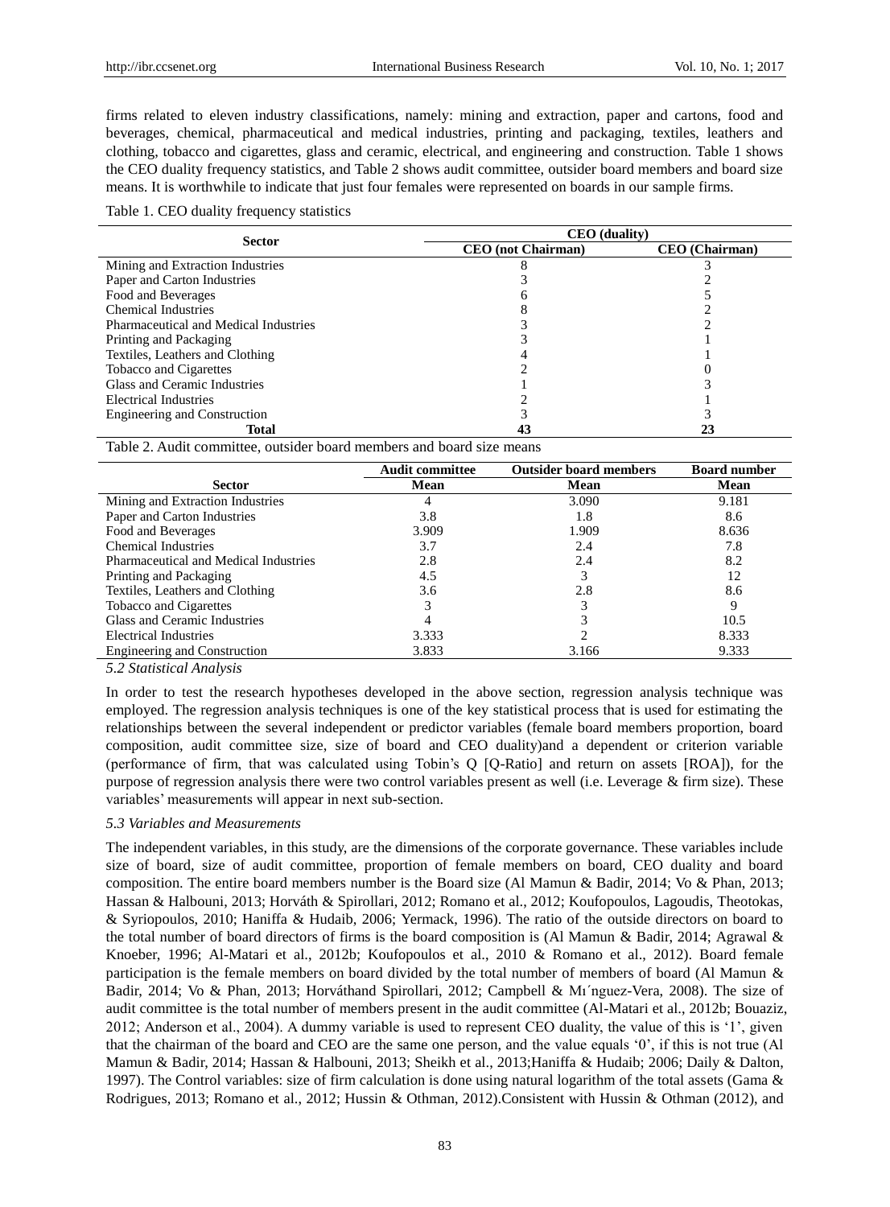firms related to eleven industry classifications, namely: mining and extraction, paper and cartons, food and beverages, chemical, pharmaceutical and medical industries, printing and packaging, textiles, leathers and clothing, tobacco and cigarettes, glass and ceramic, electrical, and engineering and construction. Table 1 shows the CEO duality frequency statistics, and Table 2 shows audit committee, outsider board members and board size means. It is worthwhile to indicate that just four females were represented on boards in our sample firms.

Table 1. CEO duality frequency statistics

| Sector | CEO (duality) | |
|---|---|---|
| | CEO (not Chairman) | CEO (Chairman) |
| Mining and Extraction Industries | 8 | 3 |
| Paper and Carton Industries | 3 | 2 |
| Food and Beverages | 6 | 5 |
| Chemical Industries | 8 | 2 |
| Pharmaceutical and Medical Industries | 3 | 2 |
| Printing and Packaging | 3 | 1 |
| Textiles, Leathers and Clothing | 4 | 1 |
| Tobacco and Cigarettes | 2 | 0 |
| Glass and Ceramic Industries | 1 | 3 |
| Electrical Industries | 2 | 1 |
| Engineering and Construction | 3 | 3 |
| **Total** | **43** | **23** |

Table 2. Audit committee, outsider board members and board size means

| | Audit committee | Outsider board members | Board number |
|---|---|---|---|
| Sector | Mean | Mean | Mean |
| Mining and Extraction Industries | 4 | 3.090 | 9.181 |
| Paper and Carton Industries | 3.8 | 1.8 | 8.6 |
| Food and Beverages | 3.909 | 1.909 | 8.636 |
| Chemical Industries | 3.7 | 2.4 | 7.8 |
| Pharmaceutical and Medical Industries | 2.8 | 2.4 | 8.2 |
| Printing and Packaging | 4.5 | 3 | 12 |
| Textiles, Leathers and Clothing | 3.6 | 2.8 | 8.6 |
| Tobacco and Cigarettes | 3 | 3 | 9 |
| Glass and Ceramic Industries | 4 | 3 | 10.5 |
| Electrical Industries | 3.333 | 2 | 8.333 |
| Engineering and Construction | 3.833 | 3.166 | 9.333 |

### *5.2 Statistical Analysis*

In order to test the research hypotheses developed in the above section, regression analysis technique was employed. The regression analysis techniques is one of the key statistical process that is used for estimating the relationships between the several independent or predictor variables (female board members proportion, board composition, audit committee size, size of board and CEO duality)and a dependent or criterion variable (performance of firm, that was calculated using Tobin's Q [Q-Ratio] and return on assets [ROA]), for the purpose of regression analysis there were two control variables present as well (i.e. Leverage & firm size). These variables' measurements will appear in next sub-section.

### *5.3 Variables and Measurements*

The independent variables, in this study, are the dimensions of the corporate governance. These variables include size of board, size of audit committee, proportion of female members on board, CEO duality and board composition. The entire board members number is the Board size (Al Mamun & Badir, 2014; Vo & Phan, 2013; Hassan & Halbouni, 2013; Horváth & Spirollari, 2012; Romano et al., 2012; Koufopoulos, Lagoudis, Theotokas, & Syriopoulos, 2010; Haniffa & Hudaib, 2006; Yermack, 1996). The ratio of the outside directors on board to the total number of board directors of firms is the board composition is (Al Mamun & Badir, 2014; Agrawal & Knoeber, 1996; Al-Matari et al., 2012b; Koufopoulos et al., 2010 & Romano et al., 2012). Board female participation is the female members on board divided by the total number of members of board (Al Mamun & Badir, 2014; Vo & Phan, 2013; Horváthand Spirollari, 2012; Campbell & Mı´nguez-Vera, 2008). The size of audit committee is the total number of members present in the audit committee (Al-Matari et al., 2012b; Bouaziz, 2012; Anderson et al., 2004). A dummy variable is used to represent CEO duality, the value of this is '1', given that the chairman of the board and CEO are the same one person, and the value equals '0', if this is not true (Al Mamun & Badir, 2014; Hassan & Halbouni, 2013; Sheikh et al., 2013;Haniffa & Hudaib; 2006; Daily & Dalton, 1997). The Control variables: size of firm calculation is done using natural logarithm of the total assets (Gama & Rodrigues, 2013; Romano et al., 2012; Hussin & Othman, 2012).Consistent with Hussin & Othman (2012), and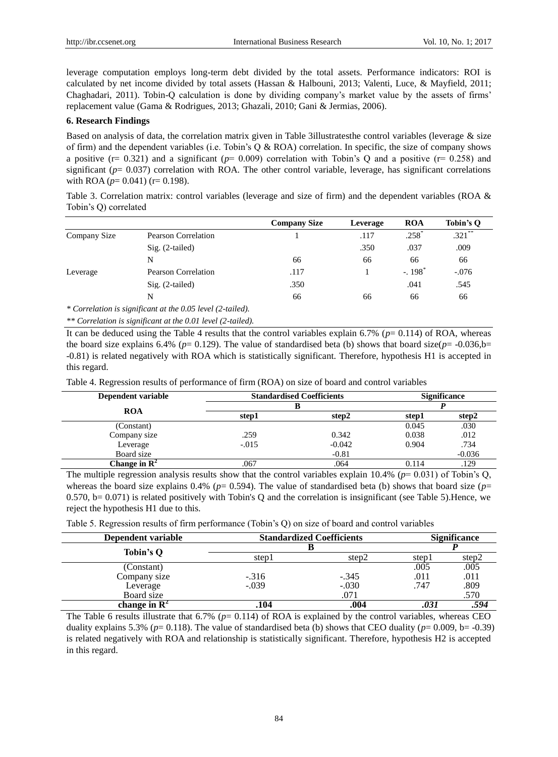leverage computation employs long-term debt divided by the total assets. Performance indicators: ROI is calculated by net income divided by total assets (Hassan & Halbouni, 2013; Valenti, Luce, & Mayfield, 2011; Chaghadari, 2011). Tobin-Q calculation is done by dividing company's market value by the assets of firms' replacement value (Gama & Rodrigues, 2013; Ghazali, 2010; Gani & Jermias, 2006).

## 6. Research Findings

Based on analysis of data, the correlation matrix given in Table 3illustratesthe control variables (leverage & size of firm) and the dependent variables (i.e. Tobin's Q & ROA) correlation. In specific, the size of company shows a positive (r= 0.321) and a significant (*p*= 0.009) correlation with Tobin's Q and a positive (r= 0.258) and significant (*p*= 0.037) correlation with ROA. The other control variable, leverage, has significant correlations with ROA (*p*= 0.041) (r= 0.198).

Table 3. Correlation matrix: control variables (leverage and size of firm) and the dependent variables (ROA & Tobin's Q) correlated

| | | Company Size | Leverage | ROA | Tobin's Q |
|---|---|---|---|---|---|
| Company Size | Pearson Correlation | 1 | .117 | .258* | .321** |
| | Sig. (2-tailed) | | .350 | .037 | .009 |
| | N | 66 | 66 | 66 | 66 |
| Leverage | Pearson Correlation | .117 | 1 | -. 198* | -.076 |
| | Sig. (2-tailed) | .350 | | .041 | .545 |
| | N | 66 | 66 | 66 | 66 |

*\* Correlation is significant at the 0.05 level (2-tailed).*

*\*\* Correlation is significant at the 0.01 level (2-tailed).*

It can be deduced using the Table 4 results that the control variables explain 6.7% (*p*= 0.114) of ROA, whereas the board size explains 6.4% (*p*= 0.129). The value of standardised beta (b) shows that board size(*p*= -0.036,b= -0.81) is related negatively with ROA which is statistically significant. Therefore, hypothesis H1 is accepted in this regard.

Table 4. Regression results of performance of firm (ROA) on size of board and control variables

| Dependent variable | Standardised Coefficients | | Significance | |
|---|---|---|---|---|
| | B | | *P* | |
| ROA | step1 | step2 | step1 | step2 |
| (Constant) | | | 0.045 | .030 |
| Company size | .259 | 0.342 | 0.038 | .012 |
| Leverage | -.015 | -0.042 | 0.904 | .734 |
| Board size | | -0.81 | | -0.036 |
| **Change in $R^2$** | .067 | .064 | 0.114 | .129 |

The multiple regression analysis results show that the control variables explain 10.4% (*p*= 0.031) of Tobin's Q, whereas the board size explains 0.4% (*p*= 0.594). The value of standardised beta (b) shows that board size (*p*= 0.570, b= 0.071) is related positively with Tobin's Q and the correlation is insignificant (see Table 5).Hence, we reject the hypothesis H1 due to this.

Table 5. Regression results of firm performance (Tobin's Q) on size of board and control variables

| Dependent variable | Standardized Coefficients | | Significance | |
|---|---|---|---|---|
| | B | | *P* | |
| Tobin's Q | step1 | step2 | step1 | step2 |
| (Constant) | | | .005 | .005 |
| Company size | -.316 | -.345 | .011 | .011 |
| Leverage | -.039 | -.030 | .747 | .809 |
| Board size | | .071 | | .570 |
| **change in $R^2$** | **.104** | **.004** | ***.031*** | ***.594*** |

The Table 6 results illustrate that 6.7% (*p*= 0.114) of ROA is explained by the control variables, whereas CEO duality explains 5.3% (*p*= 0.118). The value of standardised beta (b) shows that CEO duality (*p*= 0.009, b= -0.39) is related negatively with ROA and relationship is statistically significant. Therefore, hypothesis H2 is accepted in this regard.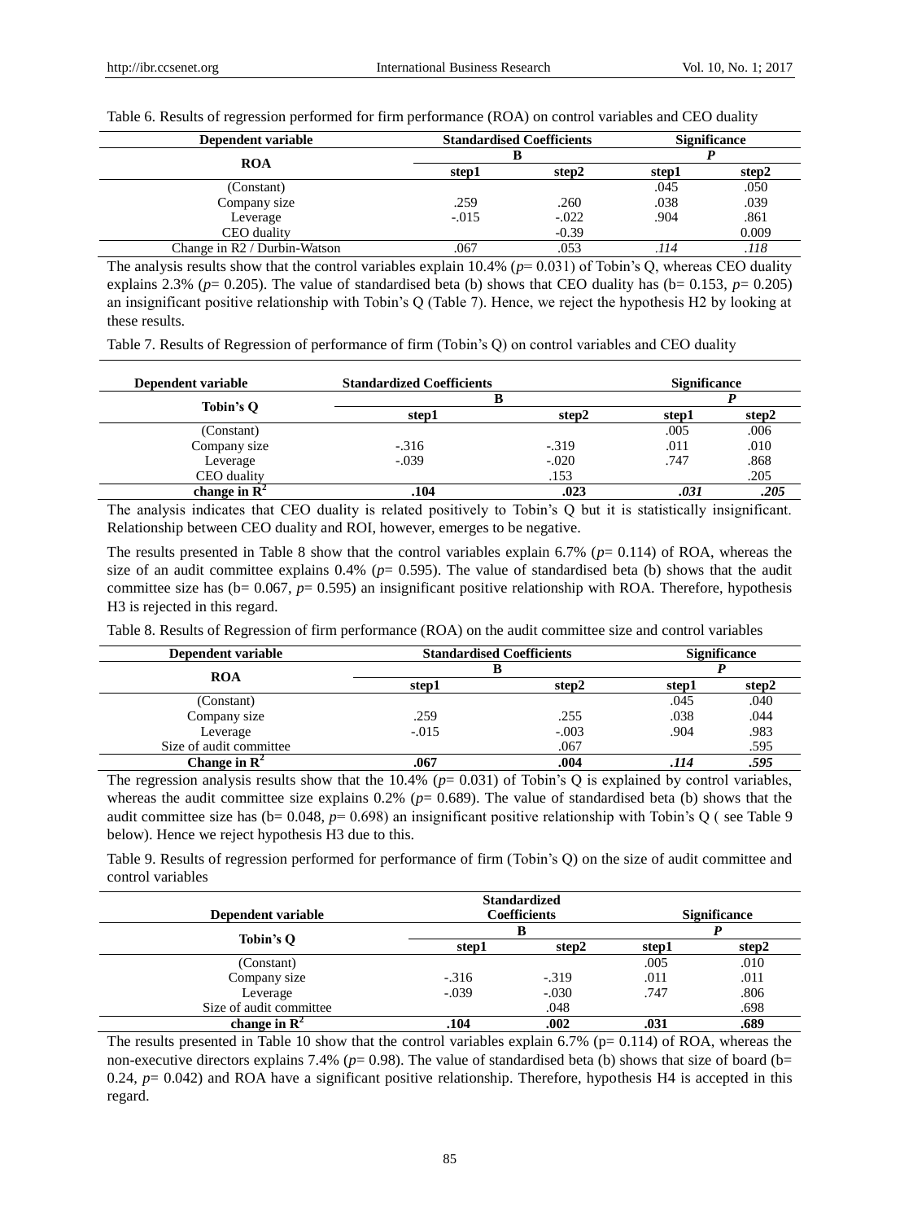Table 6. Results of regression performed for firm performance (ROA) on control variables and CEO duality

| Dependent variable | Standardised Coefficients | | Significance | |
|---|---|---|---|---|
| | B | | *P* | |
| ROA | step1 | step2 | step1 | step2 |
| (Constant) | | | .045 | .050 |
| Company size | .259 | .260 | .038 | .039 |
| Leverage | -.015 | -.022 | .904 | .861 |
| CEO duality | | -0.39 | | 0.009 |
| Change in R2 / Durbin-Watson | .067 | .053 | *.114* | *.118* |

The analysis results show that the control variables explain 10.4% (*p*= 0.031) of Tobin's Q, whereas CEO duality explains 2.3% (*p*= 0.205). The value of standardised beta (b) shows that CEO duality has (b= 0.153, *p*= 0.205) an insignificant positive relationship with Tobin's Q (Table 7). Hence, we reject the hypothesis H2 by looking at these results.

Table 7. Results of Regression of performance of firm (Tobin's Q) on control variables and CEO duality

| Dependent variable | Standardized Coefficients | | Significance | |
|---|---|---|---|---|
| | B | | *P* | |
| Tobin's Q | step1 | step2 | step1 | step2 |
| (Constant) | | | .005 | .006 |
| Company size | -.316 | -.319 | .011 | .010 |
| Leverage | -.039 | -.020 | .747 | .868 |
| CEO duality | | .153 | | .205 |
| **change in $R^2$** | **.104** | **.023** | ***.031*** | ***.205*** |

The analysis indicates that CEO duality is related positively to Tobin's Q but it is statistically insignificant. Relationship between CEO duality and ROI, however, emerges to be negative.

The results presented in Table 8 show that the control variables explain 6.7% (*p*= 0.114) of ROA, whereas the size of an audit committee explains 0.4% (*p*= 0.595). The value of standardised beta (b) shows that the audit committee size has (b= 0.067, *p*= 0.595) an insignificant positive relationship with ROA. Therefore, hypothesis H3 is rejected in this regard.

Table 8. Results of Regression of firm performance (ROA) on the audit committee size and control variables

| Dependent variable | Standardised Coefficients | | Significance | |
|---|---|---|---|---|
| | B | | *P* | |
| ROA | step1 | step2 | step1 | step2 |
| (Constant) | | | .045 | .040 |
| Company size | .259 | .255 | .038 | .044 |
| Leverage | -.015 | -.003 | .904 | .983 |
| Size of audit committee | | .067 | | .595 |
| **Change in $R^2$** | **.067** | **.004** | ***.114*** | ***.595*** |

The regression analysis results show that the 10.4% (*p*= 0.031) of Tobin's Q is explained by control variables, whereas the audit committee size explains 0.2% (*p*= 0.689). The value of standardised beta (b) shows that the audit committee size has (b= 0.048, *p*= 0.698) an insignificant positive relationship with Tobin's Q ( see Table 9 below). Hence we reject hypothesis H3 due to this.

Table 9. Results of regression performed for performance of firm (Tobin's Q) on the size of audit committee and control variables

| Dependent variable | Standardized Coefficients | | Significance | |
|---|---|---|---|---|
| | B | | *P* | |
| Tobin's Q | step1 | step2 | step1 | step2 |
| (Constant) | | | .005 | .010 |
| Company size | -.316 | -.319 | .011 | .011 |
| Leverage | -.039 | -.030 | .747 | .806 |
| Size of audit committee | | .048 | | .698 |
| **change in $R^2$** | **.104** | **.002** | **.031** | **.689** |

The results presented in Table 10 show that the control variables explain 6.7% (p= 0.114) of ROA, whereas the non-executive directors explains 7.4% (*p*= 0.98). The value of standardised beta (b) shows that size of board (b= 0.24, *p*= 0.042) and ROA have a significant positive relationship. Therefore, hypothesis H4 is accepted in this regard.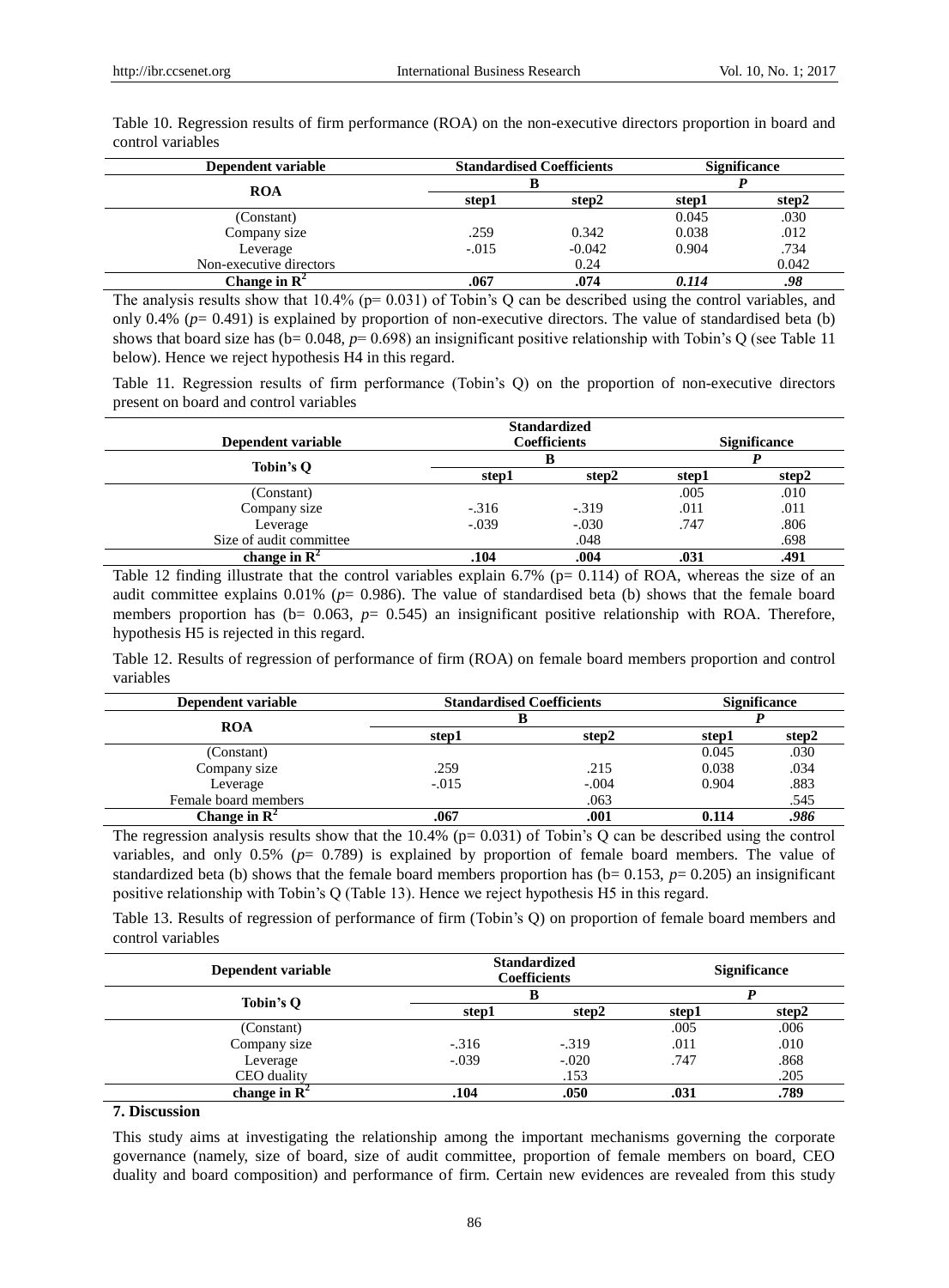Table 10. Regression results of firm performance (ROA) on the non-executive directors proportion in board and control variables

| Dependent variable | Standardised Coefficients | | Significance | |
|---|---|---|---|---|
| **ROA** | **B** | | ***P*** | |
| | **step1** | **step2** | **step1** | **step2** |
| (Constant) | | | 0.045 | .030 |
| Company size | .259 | 0.342 | 0.038 | .012 |
| Leverage | -.015 | -0.042 | 0.904 | .734 |
| Non-executive directors | | 0.24 | | 0.042 |
| **Change in $R^2$** | **.067** | **.074** | ***0.114*** | ***.98*** |

The analysis results show that 10.4% (p= 0.031) of Tobin's Q can be described using the control variables, and only 0.4% (*p*= 0.491) is explained by proportion of non-executive directors. The value of standardised beta (b) shows that board size has (b= 0.048, *p*= 0.698) an insignificant positive relationship with Tobin's Q (see Table 11 below). Hence we reject hypothesis H4 in this regard.

Table 11. Regression results of firm performance (Tobin's Q) on the proportion of non-executive directors present on board and control variables

| Dependent variable | Standardized Coefficients | | Significance | |
|---|---|---|---|---|
| **Tobin's Q** | **B** | | ***P*** | |
| | **step1** | **step2** | **step1** | **step2** |
| (Constant) | | | .005 | .010 |
| Company size | -.316 | -.319 | .011 | .011 |
| Leverage | -.039 | -.030 | .747 | .806 |
| Size of audit committee | | .048 | | .698 |
| **change in $R^2$** | **.104** | **.004** | **.031** | **.491** |

Table 12 finding illustrate that the control variables explain 6.7% (p= 0.114) of ROA, whereas the size of an audit committee explains 0.01% (*p*= 0.986). The value of standardised beta (b) shows that the female board members proportion has (b= 0.063, *p*= 0.545) an insignificant positive relationship with ROA. Therefore, hypothesis H5 is rejected in this regard.

Table 12. Results of regression of performance of firm (ROA) on female board members proportion and control variables

| Dependent variable | Standardised Coefficients | | Significance | |
|---|---|---|---|---|
| **ROA** | **B** | | ***P*** | |
| | **step1** | **step2** | **step1** | **step2** |
| (Constant) | | | 0.045 | .030 |
| Company size | .259 | .215 | 0.038 | .034 |
| Leverage | -.015 | -.004 | 0.904 | .883 |
| Female board members | | .063 | | .545 |
| **Change in $R^2$** | **.067** | **.001** | **0.114** | ***.986*** |

The regression analysis results show that the 10.4% (p= 0.031) of Tobin's Q can be described using the control variables, and only 0.5% (*p*= 0.789) is explained by proportion of female board members. The value of standardized beta (b) shows that the female board members proportion has (b= 0.153, *p*= 0.205) an insignificant positive relationship with Tobin's Q (Table 13). Hence we reject hypothesis H5 in this regard.

Table 13. Results of regression of performance of firm (Tobin's Q) on proportion of female board members and control variables

| Dependent variable | Standardized Coefficients | | Significance | |
|---|---|---|---|---|
| **Tobin's Q** | **B** | | ***P*** | |
| | **step1** | **step2** | **step1** | **step2** |
| (Constant) | | | .005 | .006 |
| Company size | -.316 | -.319 | .011 | .010 |
| Leverage | -.039 | -.020 | .747 | .868 |
| CEO duality | | .153 | | .205 |
| **change in $R^2$** | **.104** | **.050** | **.031** | **.789** |

## 7. Discussion

This study aims at investigating the relationship among the important mechanisms governing the corporate governance (namely, size of board, size of audit committee, proportion of female members on board, CEO duality and board composition) and performance of firm. Certain new evidences are revealed from this study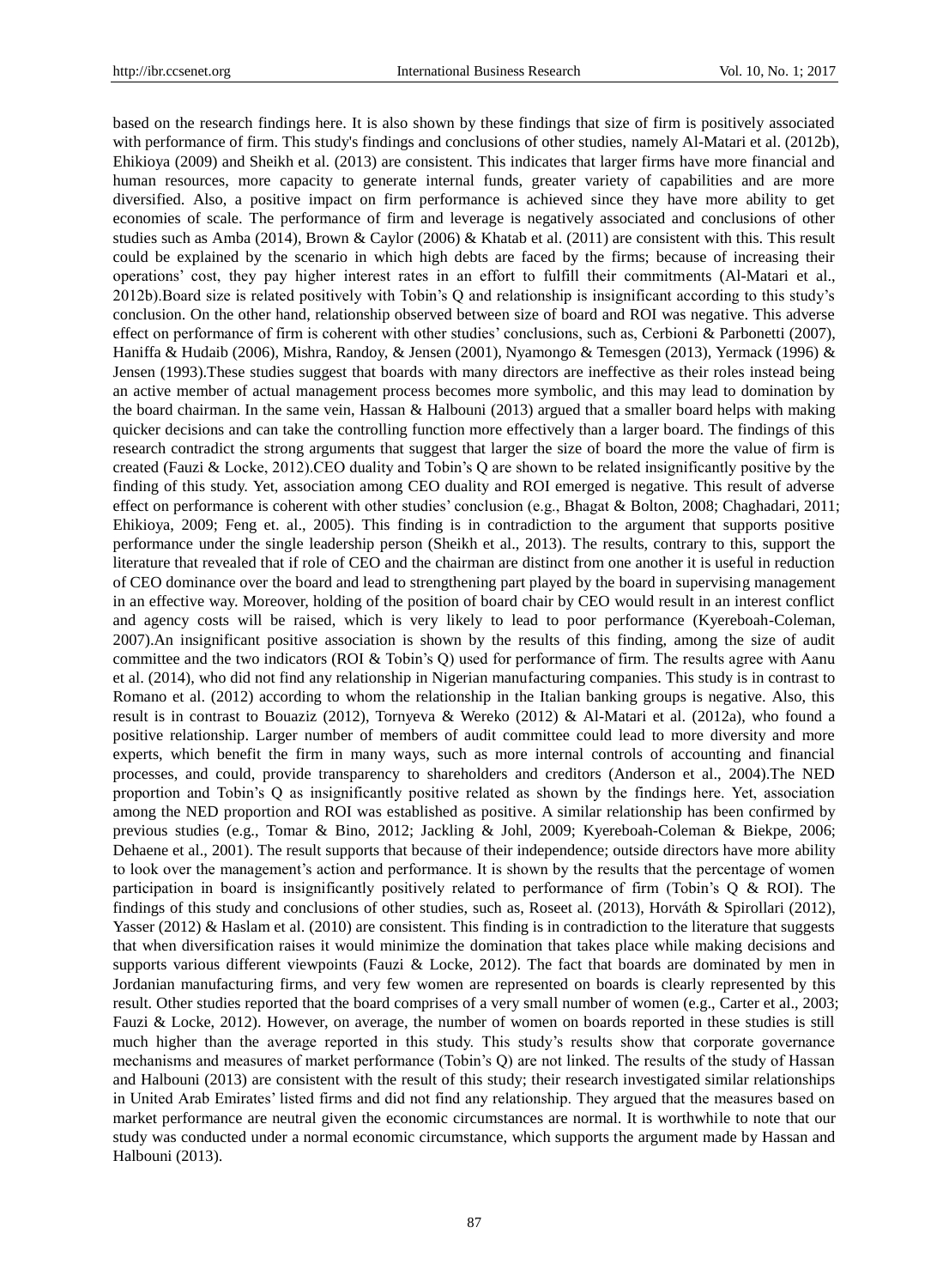based on the research findings here. It is also shown by these findings that size of firm is positively associated with performance of firm. This study's findings and conclusions of other studies, namely Al-Matari et al. (2012b), Ehikioya (2009) and Sheikh et al. (2013) are consistent. This indicates that larger firms have more financial and human resources, more capacity to generate internal funds, greater variety of capabilities and are more diversified. Also, a positive impact on firm performance is achieved since they have more ability to get economies of scale. The performance of firm and leverage is negatively associated and conclusions of other studies such as Amba (2014), Brown & Caylor (2006) & Khatab et al. (2011) are consistent with this. This result could be explained by the scenario in which high debts are faced by the firms; because of increasing their operations' cost, they pay higher interest rates in an effort to fulfill their commitments (Al-Matari et al., 2012b).Board size is related positively with Tobin's Q and relationship is insignificant according to this study's conclusion. On the other hand, relationship observed between size of board and ROI was negative. This adverse effect on performance of firm is coherent with other studies' conclusions, such as, Cerbioni & Parbonetti (2007), Haniffa & Hudaib (2006), Mishra, Randoy, & Jensen (2001), Nyamongo & Temesgen (2013), Yermack (1996) & Jensen (1993).These studies suggest that boards with many directors are ineffective as their roles instead being an active member of actual management process becomes more symbolic, and this may lead to domination by the board chairman. In the same vein, Hassan & Halbouni (2013) argued that a smaller board helps with making quicker decisions and can take the controlling function more effectively than a larger board. The findings of this research contradict the strong arguments that suggest that larger the size of board the more the value of firm is created (Fauzi & Locke, 2012).CEO duality and Tobin's Q are shown to be related insignificantly positive by the finding of this study. Yet, association among CEO duality and ROI emerged is negative. This result of adverse effect on performance is coherent with other studies' conclusion (e.g., Bhagat & Bolton, 2008; Chaghadari, 2011; Ehikioya, 2009; Feng et. al., 2005). This finding is in contradiction to the argument that supports positive performance under the single leadership person (Sheikh et al., 2013). The results, contrary to this, support the literature that revealed that if role of CEO and the chairman are distinct from one another it is useful in reduction of CEO dominance over the board and lead to strengthening part played by the board in supervising management in an effective way. Moreover, holding of the position of board chair by CEO would result in an interest conflict and agency costs will be raised, which is very likely to lead to poor performance (Kyereboah-Coleman, 2007).An insignificant positive association is shown by the results of this finding, among the size of audit committee and the two indicators (ROI & Tobin's Q) used for performance of firm. The results agree with Aanu et al. (2014), who did not find any relationship in Nigerian manufacturing companies. This study is in contrast to Romano et al. (2012) according to whom the relationship in the Italian banking groups is negative. Also, this result is in contrast to Bouaziz (2012), Tornyeva & Wereko (2012) & Al-Matari et al. (2012a), who found a positive relationship. Larger number of members of audit committee could lead to more diversity and more experts, which benefit the firm in many ways, such as more internal controls of accounting and financial processes, and could, provide transparency to shareholders and creditors (Anderson et al., 2004).The NED proportion and Tobin's Q as insignificantly positive related as shown by the findings here. Yet, association among the NED proportion and ROI was established as positive. A similar relationship has been confirmed by previous studies (e.g., Tomar & Bino, 2012; Jackling & Johl, 2009; Kyereboah-Coleman & Biekpe, 2006; Dehaene et al., 2001). The result supports that because of their independence; outside directors have more ability to look over the management's action and performance. It is shown by the results that the percentage of women participation in board is insignificantly positively related to performance of firm (Tobin's Q & ROI). The findings of this study and conclusions of other studies, such as, Roseet al. (2013), Horváth & Spirollari (2012), Yasser (2012) & Haslam et al. (2010) are consistent. This finding is in contradiction to the literature that suggests that when diversification raises it would minimize the domination that takes place while making decisions and supports various different viewpoints (Fauzi & Locke, 2012). The fact that boards are dominated by men in Jordanian manufacturing firms, and very few women are represented on boards is clearly represented by this result. Other studies reported that the board comprises of a very small number of women (e.g., Carter et al., 2003; Fauzi & Locke, 2012). However, on average, the number of women on boards reported in these studies is still much higher than the average reported in this study. This study's results show that corporate governance mechanisms and measures of market performance (Tobin's Q) are not linked. The results of the study of Hassan and Halbouni (2013) are consistent with the result of this study; their research investigated similar relationships in United Arab Emirates' listed firms and did not find any relationship. They argued that the measures based on market performance are neutral given the economic circumstances are normal. It is worthwhile to note that our study was conducted under a normal economic circumstance, which supports the argument made by Hassan and Halbouni (2013).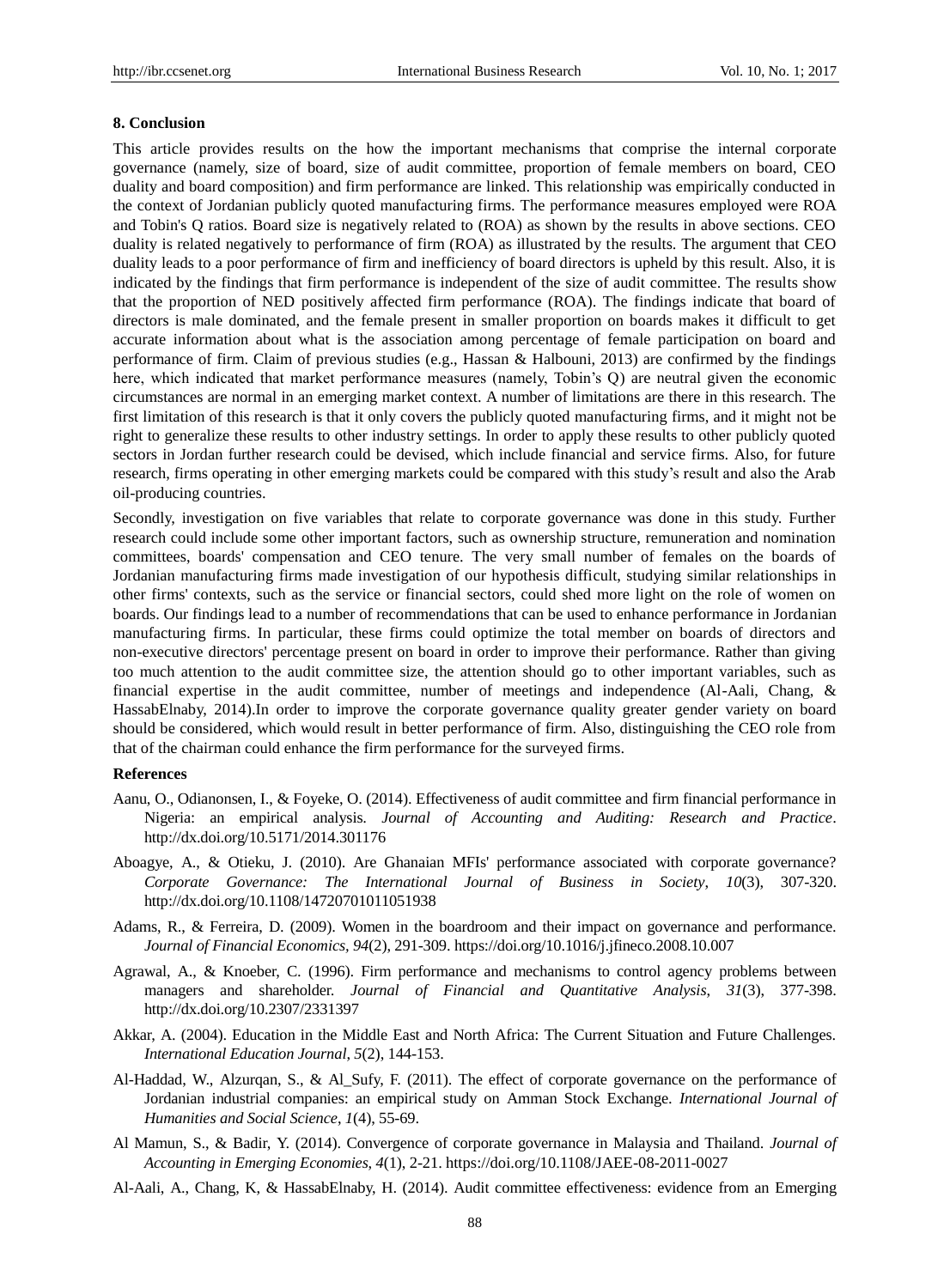## 8. Conclusion

This article provides results on the how the important mechanisms that comprise the internal corporate governance (namely, size of board, size of audit committee, proportion of female members on board, CEO duality and board composition) and firm performance are linked. This relationship was empirically conducted in the context of Jordanian publicly quoted manufacturing firms. The performance measures employed were ROA and Tobin's Q ratios. Board size is negatively related to (ROA) as shown by the results in above sections. CEO duality is related negatively to performance of firm (ROA) as illustrated by the results. The argument that CEO duality leads to a poor performance of firm and inefficiency of board directors is upheld by this result. Also, it is indicated by the findings that firm performance is independent of the size of audit committee. The results show that the proportion of NED positively affected firm performance (ROA). The findings indicate that board of directors is male dominated, and the female present in smaller proportion on boards makes it difficult to get accurate information about what is the association among percentage of female participation on board and performance of firm. Claim of previous studies (e.g., Hassan & Halbouni, 2013) are confirmed by the findings here, which indicated that market performance measures (namely, Tobin's Q) are neutral given the economic circumstances are normal in an emerging market context. A number of limitations are there in this research. The first limitation of this research is that it only covers the publicly quoted manufacturing firms, and it might not be right to generalize these results to other industry settings. In order to apply these results to other publicly quoted sectors in Jordan further research could be devised, which include financial and service firms. Also, for future research, firms operating in other emerging markets could be compared with this study's result and also the Arab oil-producing countries.

Secondly, investigation on five variables that relate to corporate governance was done in this study. Further research could include some other important factors, such as ownership structure, remuneration and nomination committees, boards' compensation and CEO tenure. The very small number of females on the boards of Jordanian manufacturing firms made investigation of our hypothesis difficult, studying similar relationships in other firms' contexts, such as the service or financial sectors, could shed more light on the role of women on boards. Our findings lead to a number of recommendations that can be used to enhance performance in Jordanian manufacturing firms. In particular, these firms could optimize the total member on boards of directors and non-executive directors' percentage present on board in order to improve their performance. Rather than giving too much attention to the audit committee size, the attention should go to other important variables, such as financial expertise in the audit committee, number of meetings and independence (Al-Aali, Chang, & HassabElnaby, 2014).In order to improve the corporate governance quality greater gender variety on board should be considered, which would result in better performance of firm. Also, distinguishing the CEO role from that of the chairman could enhance the firm performance for the surveyed firms.

## References

Aanu, O., Odianonsen, I., & Foyeke, O. (2014). Effectiveness of audit committee and firm financial performance in Nigeria: an empirical analysis. *Journal of Accounting and Auditing: Research and Practice*. http://dx.doi.org/10.5171/2014.301176

Aboagye, A., & Otieku, J. (2010). Are Ghanaian MFIs' performance associated with corporate governance? *Corporate Governance: The International Journal of Business in Society*, *10*(3), 307-320. http://dx.doi.org/10.1108/14720701011051938

Adams, R., & Ferreira, D. (2009). Women in the boardroom and their impact on governance and performance. *Journal of Financial Economics*, *94*(2), 291-309. https://doi.org/10.1016/j.jfineco.2008.10.007

Agrawal, A., & Knoeber, C. (1996). Firm performance and mechanisms to control agency problems between managers and shareholder. *Journal of Financial and Quantitative Analysis*, *31*(3), 377-398. http://dx.doi.org/10.2307/2331397

Akkar, A. (2004). Education in the Middle East and North Africa: The Current Situation and Future Challenges. *International Education Journal*, *5*(2), 144-153.

Al-Haddad, W., Alzurqan, S., & Al_Sufy, F. (2011). The effect of corporate governance on the performance of Jordanian industrial companies: an empirical study on Amman Stock Exchange. *International Journal of Humanities and Social Science*, *1*(4), 55-69.

Al Mamun, S., & Badir, Y. (2014). Convergence of corporate governance in Malaysia and Thailand. *Journal of Accounting in Emerging Economies*, *4*(1), 2-21. https://doi.org/10.1108/JAEE-08-2011-0027

Al-Aali, A., Chang, K, & HassabElnaby, H. (2014). Audit committee effectiveness: evidence from an Emerging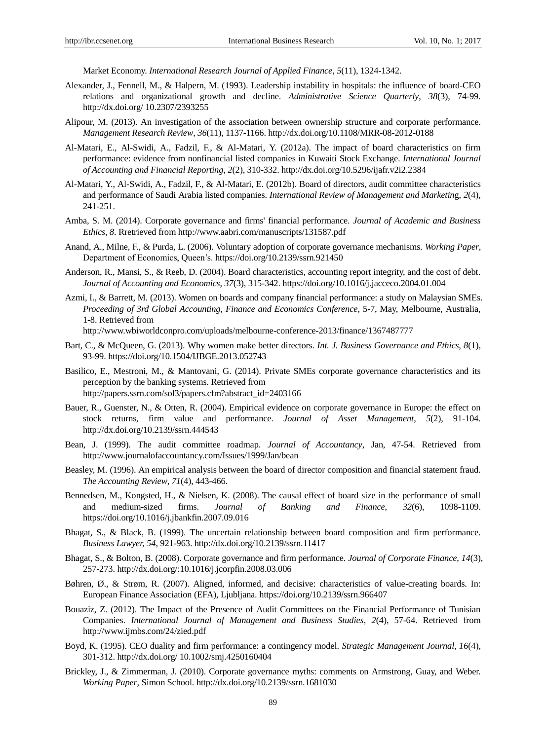Market Economy. *International Research Journal of Applied Finance*, *5*(11), 1324-1342.

Alexander, J., Fennell, M., & Halpern, M. (1993). Leadership instability in hospitals: the influence of board-CEO relations and organizational growth and decline. *Administrative Science Quarterly*, *38*(3), 74-99. http://dx.doi.org/ 10.2307/2393255

Alipour, M. (2013). An investigation of the association between ownership structure and corporate performance. *Management Research Review*, *36*(11), 1137-1166. http://dx.doi.org/10.1108/MRR-08-2012-0188

Al-Matari, E., Al-Swidi, A., Fadzil, F., & Al-Matari, Y. (2012a). The impact of board characteristics on firm performance: evidence from nonfinancial listed companies in Kuwaiti Stock Exchange. *International Journal of Accounting and Financial Reporting*, *2*(2), 310-332. http://dx.doi.org/10.5296/ijafr.v2i2.2384

Al-Matari, Y., Al-Swidi, A., Fadzil, F., & Al-Matari, E. (2012b). Board of directors, audit committee characteristics and performance of Saudi Arabia listed companies. *International Review of Management and Marketin*g, *2*(4), 241-251.

Amba, S. M. (2014). Corporate governance and firms' financial performance. *Journal of Academic and Business Ethics*, *8*. Rretrieved from http://www.aabri.com/manuscripts/131587.pdf

Anand, A., Milne, F., & Purda, L. (2006). Voluntary adoption of corporate governance mechanisms. *Working Paper*, Department of Economics, Queen's. https://doi.org/10.2139/ssrn.921450

Anderson, R., Mansi, S., & Reeb, D. (2004). Board characteristics, accounting report integrity, and the cost of debt. *Journal of Accounting and Economics*, *37*(3), 315-342. https://doi.org/10.1016/j.jacceco.2004.01.004

Azmi, I., & Barrett, M. (2013). Women on boards and company financial performance: a study on Malaysian SMEs. *Proceeding of 3rd Global Accounting, Finance and Economics Conference*, 5-7, May, Melbourne, Australia, 1-8. Retrieved from http://www.wbiworldconpro.com/uploads/melbourne-conference-2013/finance/1367487777

Bart, C., & McQueen, G. (2013). Why women make better directors. *Int. J. Business Governance and Ethics*, *8*(1), 93-99. https://doi.org/10.1504/IJBGE.2013.052743

Basilico, E., Mestroni, M., & Mantovani, G. (2014). Private SMEs corporate governance characteristics and its perception by the banking systems. Retrieved from http://papers.ssrn.com/sol3/papers.cfm?abstract_id=2403166

Bauer, R., Guenster, N., & Otten, R. (2004). Empirical evidence on corporate governance in Europe: the effect on stock returns, firm value and performance. *Journal of Asset Management*, *5*(2), 91-104. http://dx.doi.org/10.2139/ssrn.444543

Bean, J. (1999). The audit committee roadmap. *Journal of Accountancy*, Jan, 47-54. Retrieved from http://www.journalofaccountancy.com/Issues/1999/Jan/bean

Beasley, M. (1996). An empirical analysis between the board of director composition and financial statement fraud. *The Accounting Review*, *71*(4), 443-466.

Bennedsen, M., Kongsted, H., & Nielsen, K. (2008). The causal effect of board size in the performance of small and medium-sized firms. *Journal of Banking and Finance*, *32*(6), 1098-1109. https://doi.org/10.1016/j.jbankfin.2007.09.016

Bhagat, S., & Black, B. (1999). The uncertain relationship between board composition and firm performance. *Business Lawyer*, *54*, 921-963. http://dx.doi.org/10.2139/ssrn.11417

Bhagat, S., & Bolton, B. (2008). Corporate governance and firm performance. *Journal of Corporate Finance*, *14*(3), 257-273. http://dx.doi.org/:10.1016/j.jcorpfin.2008.03.006

Bøhren, Ø., & Strøm, R. (2007). Aligned, informed, and decisive: characteristics of value-creating boards. In: European Finance Association (EFA), Ljubljana. https://doi.org/10.2139/ssrn.966407

Bouaziz, Z. (2012). The Impact of the Presence of Audit Committees on the Financial Performance of Tunisian Companies. *International Journal of Management and Business Studies*, *2*(4), 57-64. Retrieved from http://www.ijmbs.com/24/zied.pdf

Boyd, K. (1995). CEO duality and firm performance: a contingency model. *Strategic Management Journal*, *16*(4), 301-312. http://dx.doi.org/ 10.1002/smj.4250160404

Brickley, J., & Zimmerman, J. (2010). Corporate governance myths: comments on Armstrong, Guay, and Weber. *Working Paper*, Simon School. http://dx.doi.org/10.2139/ssrn.1681030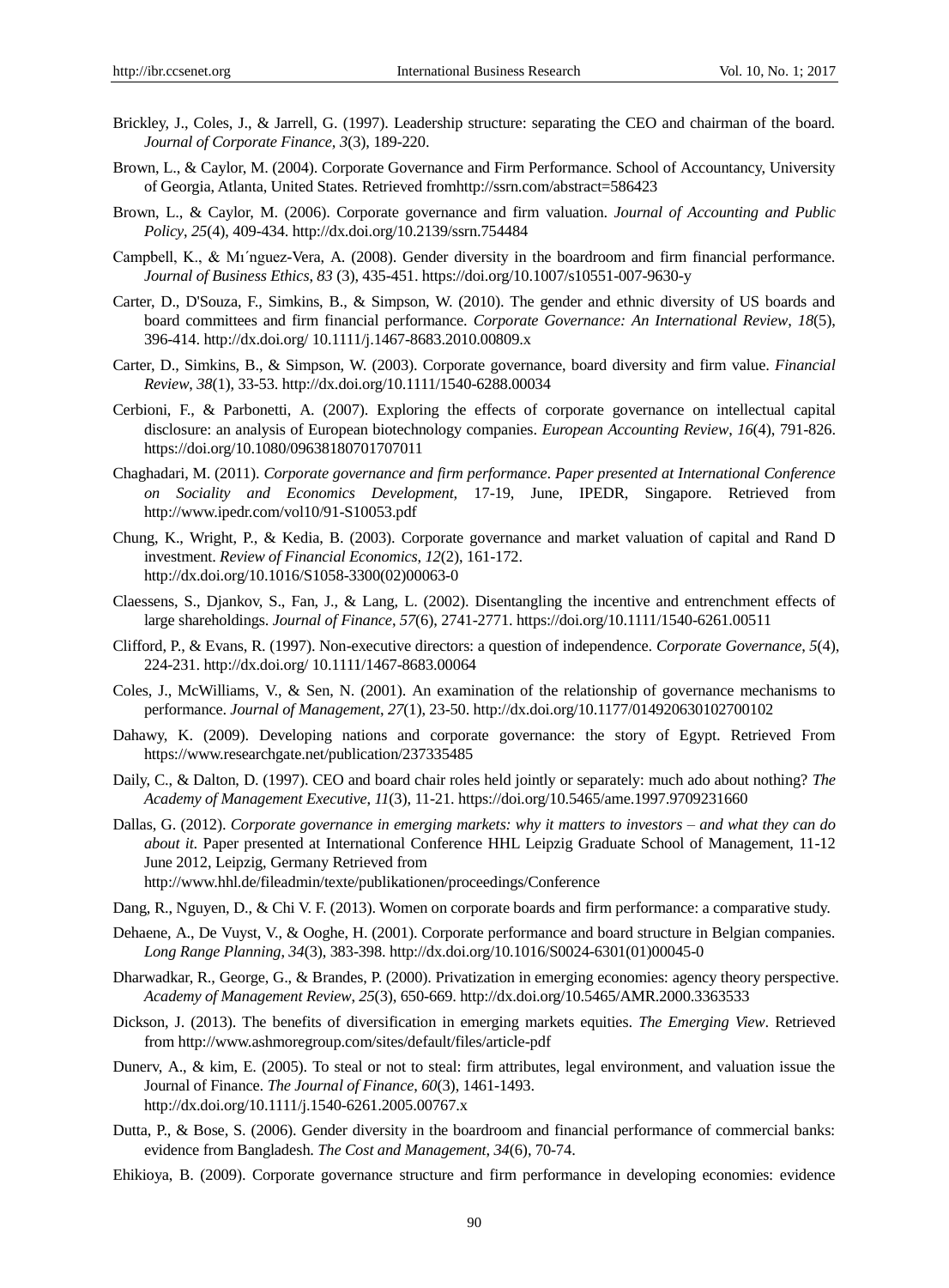Brickley, J., Coles, J., & Jarrell, G. (1997). Leadership structure: separating the CEO and chairman of the board. *Journal of Corporate Finance, 3*(3), 189-220.

Brown, L., & Caylor, M. (2004). Corporate Governance and Firm Performance. School of Accountancy, University of Georgia, Atlanta, United States. Retrieved fromhttp://ssrn.com/abstract=586423

Brown, L., & Caylor, M. (2006). Corporate governance and firm valuation. *Journal of Accounting and Public Policy*, *25*(4), 409-434. http://dx.doi.org/10.2139/ssrn.754484

Campbell, K., & Mı´nguez-Vera, A. (2008). Gender diversity in the boardroom and firm financial performance. *Journal of Business Ethics*, *83* (3), 435-451. https://doi.org/10.1007/s10551-007-9630-y

Carter, D., D'Souza, F., Simkins, B., & Simpson, W. (2010). The gender and ethnic diversity of US boards and board committees and firm financial performance. *Corporate Governance: An International Review*, *18*(5), 396-414. http://dx.doi.org/ 10.1111/j.1467-8683.2010.00809.x

Carter, D., Simkins, B., & Simpson, W. (2003). Corporate governance, board diversity and firm value. *Financial Review*, *38*(1), 33-53. http://dx.doi.org/10.1111/1540-6288.00034

Cerbioni, F., & Parbonetti, A. (2007). Exploring the effects of corporate governance on intellectual capital disclosure: an analysis of European biotechnology companies. *European Accounting Review*, *16*(4), 791-826. https://doi.org/10.1080/09638180701707011

Chaghadari, M. (2011). *Corporate governance and firm performance. Paper presented at International Conference on Sociality and Economics Development,* 17-19, June, IPEDR, Singapore. Retrieved from http://www.ipedr.com/vol10/91-S10053.pdf

Chung, K., Wright, P., & Kedia, B. (2003). Corporate governance and market valuation of capital and Rand D investment. *Review of Financial Economics*, *12*(2), 161-172. http://dx.doi.org/10.1016/S1058-3300(02)00063-0

Claessens, S., Djankov, S., Fan, J., & Lang, L. (2002). Disentangling the incentive and entrenchment effects of large shareholdings. *Journal of Finance*, *57*(6), 2741-2771. https://doi.org/10.1111/1540-6261.00511

Clifford, P., & Evans, R. (1997). Non-executive directors: a question of independence. *Corporate Governance*, *5*(4), 224-231. http://dx.doi.org/ 10.1111/1467-8683.00064

Coles, J., McWilliams, V., & Sen, N. (2001). An examination of the relationship of governance mechanisms to performance. *Journal of Management*, *27*(1), 23-50. http://dx.doi.org/10.1177/014920630102700102

Dahawy, K. (2009). Developing nations and corporate governance: the story of Egypt. Retrieved From https://www.researchgate.net/publication/237335485

Daily, C., & Dalton, D. (1997). CEO and board chair roles held jointly or separately: much ado about nothing? *The Academy of Management Executive*, *11*(3), 11-21. https://doi.org/10.5465/ame.1997.9709231660

Dallas, G. (2012). *Corporate governance in emerging markets: why it matters to investors – and what they can do about it.* Paper presented at International Conference HHL Leipzig Graduate School of Management, 11-12 June 2012, Leipzig, Germany Retrieved from http://www.hhl.de/fileadmin/texte/publikationen/proceedings/Conference

Dang, R., Nguyen, D., & Chi V. F. (2013). Women on corporate boards and firm performance: a comparative study.

Dehaene, A., De Vuyst, V., & Ooghe, H. (2001). Corporate performance and board structure in Belgian companies. *Long Range Planning*, *34*(3), 383-398. http://dx.doi.org/10.1016/S0024-6301(01)00045-0

Dharwadkar, R., George, G., & Brandes, P. (2000). Privatization in emerging economies: agency theory perspective. *Academy of Management Review*, *25*(3), 650-669. http://dx.doi.org/10.5465/AMR.2000.3363533

Dickson, J. (2013). The benefits of diversification in emerging markets equities. *The Emerging View*. Retrieved from http://www.ashmoregroup.com/sites/default/files/article-pdf

Dunerv, A., & kim, E. (2005). To steal or not to steal: firm attributes, legal environment, and valuation issue the Journal of Finance. *The Journal of Finance*, *60*(3), 1461-1493. http://dx.doi.org/10.1111/j.1540-6261.2005.00767.x

Dutta, P., & Bose, S. (2006). Gender diversity in the boardroom and financial performance of commercial banks: evidence from Bangladesh. *The Cost and Management*, *34*(6), 70-74.

Ehikioya, B. (2009). Corporate governance structure and firm performance in developing economies: evidence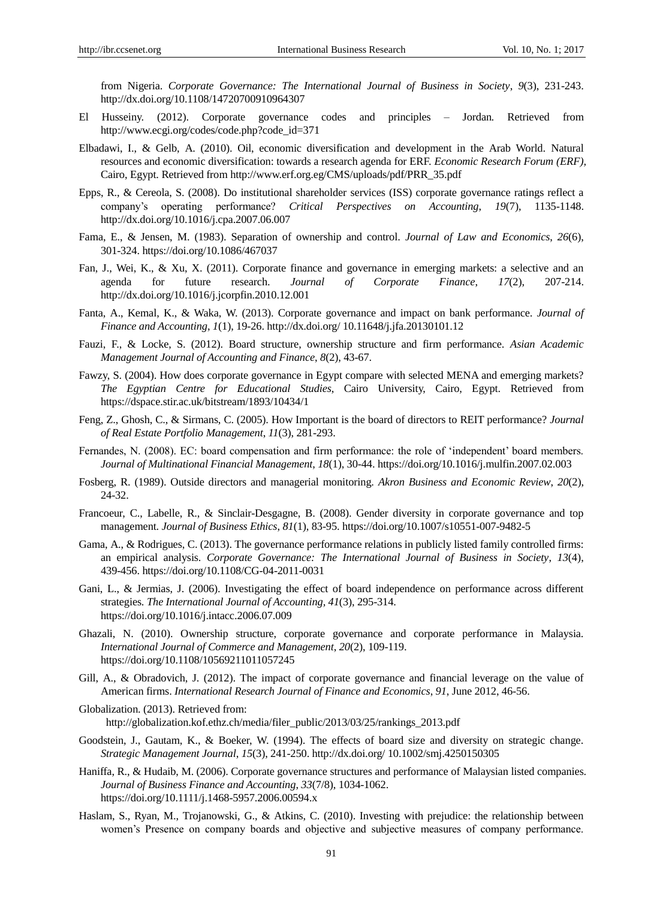from Nigeria. *Corporate Governance: The International Journal of Business in Society*, *9*(3), 231-243. http://dx.doi.org/10.1108/14720700910964307

El Husseiny. (2012). Corporate governance codes and principles – Jordan. Retrieved from http://www.ecgi.org/codes/code.php?code_id=371

Elbadawi, I., & Gelb, A. (2010). Oil, economic diversification and development in the Arab World. Natural resources and economic diversification: towards a research agenda for ERF. *Economic Research Forum (ERF)*, Cairo, Egypt. Retrieved from http://www.erf.org.eg/CMS/uploads/pdf/PRR_35.pdf

Epps, R., & Cereola, S. (2008). Do institutional shareholder services (ISS) corporate governance ratings reflect a company's operating performance? *Critical Perspectives on Accounting*, *19*(7), 1135-1148. http://dx.doi.org/10.1016/j.cpa.2007.06.007

Fama, E., & Jensen, M. (1983). Separation of ownership and control. *Journal of Law and Economics*, *26*(6), 301-324. https://doi.org/10.1086/467037

Fan, J., Wei, K., & Xu, X. (2011). Corporate finance and governance in emerging markets: a selective and an agenda for future research. *Journal of Corporate Finance*, *17*(2), 207-214. http://dx.doi.org/10.1016/j.jcorpfin.2010.12.001

Fanta, A., Kemal, K., & Waka, W. (2013). Corporate governance and impact on bank performance. *Journal of Finance and Accounting*, *1*(1), 19-26. http://dx.doi.org/ 10.11648/j.jfa.20130101.12

Fauzi, F., & Locke, S. (2012). Board structure, ownership structure and firm performance. *Asian Academic Management Journal of Accounting and Finance*, *8*(2), 43-67.

Fawzy, S. (2004). How does corporate governance in Egypt compare with selected MENA and emerging markets? *The Egyptian Centre for Educational Studies*, Cairo University, Cairo, Egypt. Retrieved from https://dspace.stir.ac.uk/bitstream/1893/10434/1

Feng, Z., Ghosh, C., & Sirmans, C. (2005). How Important is the board of directors to REIT performance? *Journal of Real Estate Portfolio Management*, *11*(3), 281-293.

Fernandes, N. (2008). EC: board compensation and firm performance: the role of 'independent' board members. *Journal of Multinational Financial Management*, *18*(1), 30-44. https://doi.org/10.1016/j.mulfin.2007.02.003

Fosberg, R. (1989). Outside directors and managerial monitoring. *Akron Business and Economic Review*, *20*(2), 24-32.

Francoeur, C., Labelle, R., & Sinclair-Desgagne, B. (2008). Gender diversity in corporate governance and top management. *Journal of Business Ethics*, *81*(1), 83-95. https://doi.org/10.1007/s10551-007-9482-5

Gama, A., & Rodrigues, C. (2013). The governance performance relations in publicly listed family controlled firms: an empirical analysis. *Corporate Governance: The International Journal of Business in Society*, *13*(4), 439-456. https://doi.org/10.1108/CG-04-2011-0031

Gani, L., & Jermias, J. (2006). Investigating the effect of board independence on performance across different strategies. *The International Journal of Accounting*, *41*(3), 295-314. https://doi.org/10.1016/j.intacc.2006.07.009

Ghazali, N. (2010). Ownership structure, corporate governance and corporate performance in Malaysia. *International Journal of Commerce and Management*, *20*(2), 109-119. https://doi.org/10.1108/10569211011057245

Gill, A., & Obradovich, J. (2012). The impact of corporate governance and financial leverage on the value of American firms. *International Research Journal of Finance and Economics*, *91*, June 2012, 46-56.

Globalization. (2013). Retrieved from: http://globalization.kof.ethz.ch/media/filer_public/2013/03/25/rankings_2013.pdf

Goodstein, J., Gautam, K., & Boeker, W. (1994). The effects of board size and diversity on strategic change. *Strategic Management Journal*, *15*(3), 241-250. http://dx.doi.org/ 10.1002/smj.4250150305

Haniffa, R., & Hudaib, M. (2006). Corporate governance structures and performance of Malaysian listed companies. *Journal of Business Finance and Accounting*, *33*(7/8), 1034-1062. https://doi.org/10.1111/j.1468-5957.2006.00594.x

Haslam, S., Ryan, M., Trojanowski, G., & Atkins, C. (2010). Investing with prejudice: the relationship between women's Presence on company boards and objective and subjective measures of company performance.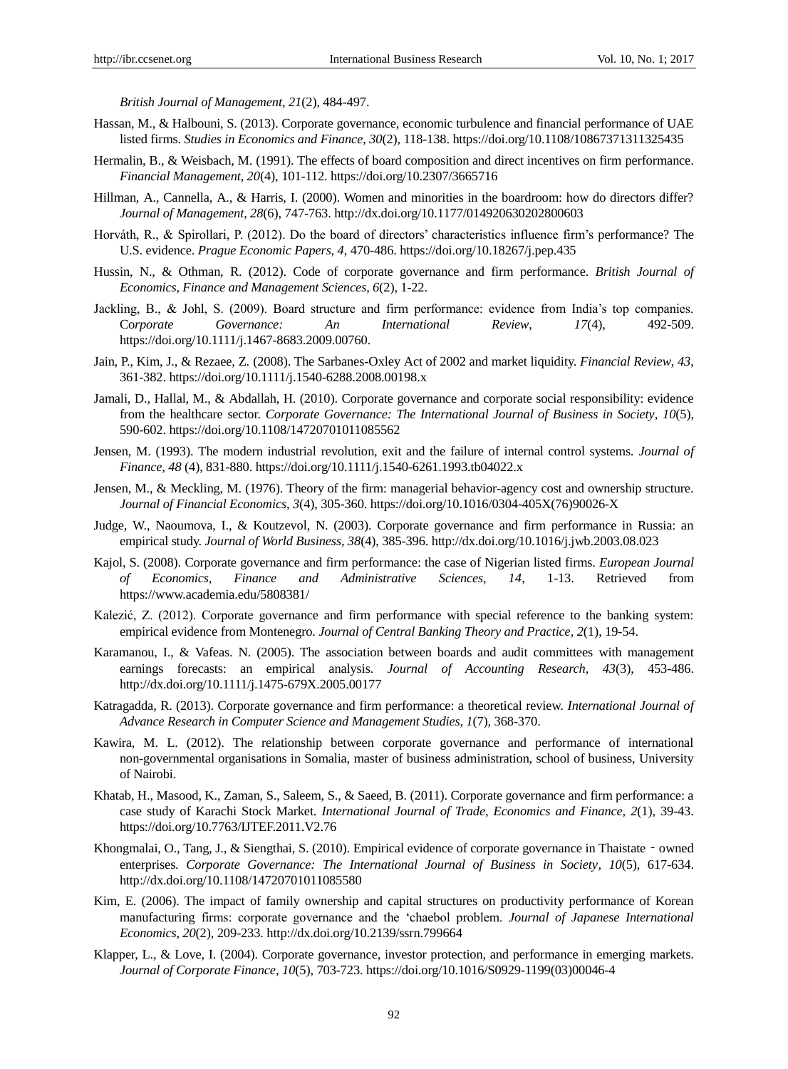*British Journal of Management*, *21*(2), 484-497.

Hassan, M., & Halbouni, S. (2013). Corporate governance, economic turbulence and financial performance of UAE listed firms. *Studies in Economics and Finance*, *30*(2), 118-138. https://doi.org/10.1108/10867371311325435

Hermalin, B., & Weisbach, M. (1991). The effects of board composition and direct incentives on firm performance. *Financial Management*, *20*(4), 101-112. https://doi.org/10.2307/3665716

Hillman, A., Cannella, A., & Harris, I. (2000). Women and minorities in the boardroom: how do directors differ? *Journal of Management*, *28*(6), 747-763. http://dx.doi.org/10.1177/014920630202800603

Horváth, R., & Spirollari, P. (2012). Do the board of directors' characteristics influence firm's performance? The U.S. evidence. *Prague Economic Papers, 4*, 470-486. https://doi.org/10.18267/j.pep.435

Hussin, N., & Othman, R. (2012). Code of corporate governance and firm performance. *British Journal of Economics, Finance and Management Sciences*, *6*(2), 1-22.

Jackling, B., & Johl, S. (2009). Board structure and firm performance: evidence from India's top companies. C*orporate Governance: An International Review*, *17*(4), 492-509. https://doi.org/10.1111/j.1467-8683.2009.00760.

Jain, P., Kim, J., & Rezaee, Z. (2008). The Sarbanes-Oxley Act of 2002 and market liquidity. *Financial Review*, *43*, 361-382. https://doi.org/10.1111/j.1540-6288.2008.00198.x

Jamali, D., Hallal, M., & Abdallah, H. (2010). Corporate governance and corporate social responsibility: evidence from the healthcare sector. *Corporate Governance: The International Journal of Business in Society*, *10*(5), 590-602. https://doi.org/10.1108/14720701011085562

Jensen, M. (1993). The modern industrial revolution, exit and the failure of internal control systems. *Journal of Finance*, *48* (4), 831-880. https://doi.org/10.1111/j.1540-6261.1993.tb04022.x

Jensen, M., & Meckling, M. (1976). Theory of the firm: managerial behavior-agency cost and ownership structure. *Journal of Financial Economics*, *3*(4), 305-360. https://doi.org/10.1016/0304-405X(76)90026-X

Judge, W., Naoumova, I., & Koutzevol, N. (2003). Corporate governance and firm performance in Russia: an empirical study. *Journal of World Business*, *38*(4), 385-396. http://dx.doi.org/10.1016/j.jwb.2003.08.023

Kajol, S. (2008). Corporate governance and firm performance: the case of Nigerian listed firms. *European Journal of Economics, Finance and Administrative Sciences*, *14*, 1-13. Retrieved from https://www.academia.edu/5808381/

Kalezić, Z. (2012). Corporate governance and firm performance with special reference to the banking system: empirical evidence from Montenegro. *Journal of Central Banking Theory and Practice*, *2*(1), 19-54.

Karamanou, I., & Vafeas. N. (2005). The association between boards and audit committees with management earnings forecasts: an empirical analysis. *Journal of Accounting Research, 43*(3), 453-486. http://dx.doi.org/10.1111/j.1475-679X.2005.00177

Katragadda, R. (2013). Corporate governance and firm performance: a theoretical review. *International Journal of Advance Research in Computer Science and Management Studies*, *1*(7), 368-370.

Kawira, M. L. (2012). The relationship between corporate governance and performance of international non-governmental organisations in Somalia, master of business administration, school of business, University of Nairobi.

Khatab, H., Masood, K., Zaman, S., Saleem, S., & Saeed, B. (2011). Corporate governance and firm performance: a case study of Karachi Stock Market. *International Journal of Trade, Economics and Finance*, *2*(1), 39-43. https://doi.org/10.7763/IJTEF.2011.V2.76

Khongmalai, O., Tang, J., & Siengthai, S. (2010). Empirical evidence of corporate governance in Thaistate ‐ owned enterprises. *Corporate Governance: The International Journal of Business in Society*, *10*(5), 617-634. http://dx.doi.org/10.1108/14720701011085580

Kim, E. (2006). The impact of family ownership and capital structures on productivity performance of Korean manufacturing firms: corporate governance and the 'chaebol problem. *Journal of Japanese International Economics*, *20*(2), 209-233. http://dx.doi.org/10.2139/ssrn.799664

Klapper, L., & Love, I. (2004). Corporate governance, investor protection, and performance in emerging markets. *Journal of Corporate Finance*, *10*(5), 703-723. https://doi.org/10.1016/S0929-1199(03)00046-4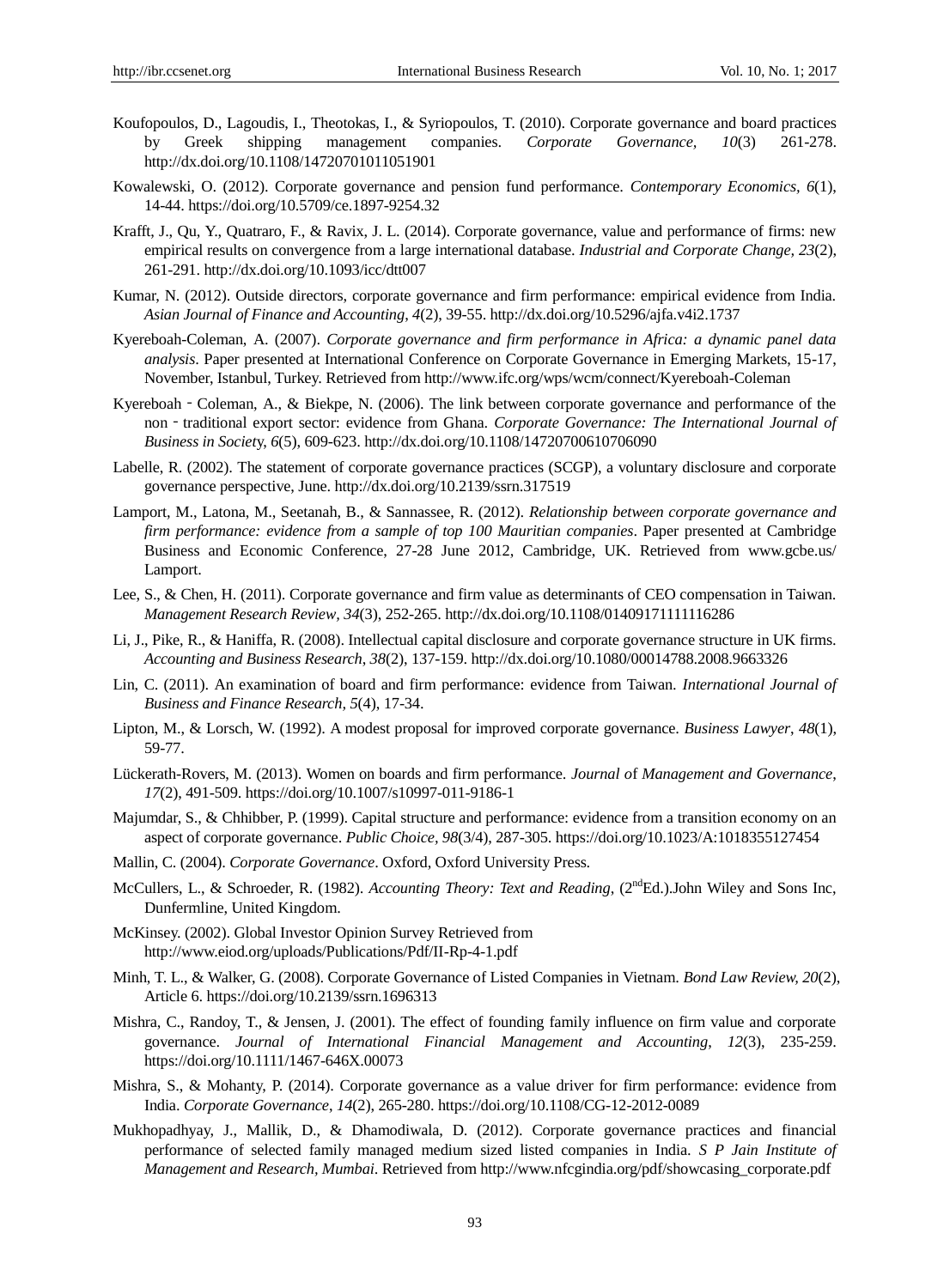Koufopoulos, D., Lagoudis, I., Theotokas, I., & Syriopoulos, T. (2010). Corporate governance and board practices by Greek shipping management companies. *Corporate Governance, 10*(3) 261-278. http://dx.doi.org/10.1108/14720701011051901

Kowalewski, O. (2012). Corporate governance and pension fund performance. *Contemporary Economics, 6*(1), 14-44. https://doi.org/10.5709/ce.1897-9254.32

Krafft, J., Qu, Y., Quatraro, F., & Ravix, J. L. (2014). Corporate governance, value and performance of firms: new empirical results on convergence from a large international database. *Industrial and Corporate Change, 23*(2), 261-291. http://dx.doi.org/10.1093/icc/dtt007

Kumar, N. (2012). Outside directors, corporate governance and firm performance: empirical evidence from India. *Asian Journal of Finance and Accounting*, *4*(2), 39-55. http://dx.doi.org/10.5296/ajfa.v4i2.1737

Kyereboah-Coleman, A. (2007). *Corporate governance and firm performance in Africa: a dynamic panel data analysis*. Paper presented at International Conference on Corporate Governance in Emerging Markets, 15-17, November, Istanbul, Turkey. Retrieved from http://www.ifc.org/wps/wcm/connect/Kyereboah-Coleman

Kyereboah‐Coleman, A., & Biekpe, N. (2006). The link between corporate governance and performance of the non‐traditional export sector: evidence from Ghana. *Corporate Governance: The International Journal of Business in Society, 6*(5), 609-623. http://dx.doi.org/10.1108/14720700610706090

Labelle, R. (2002). The statement of corporate governance practices (SCGP), a voluntary disclosure and corporate governance perspective, June. http://dx.doi.org/10.2139/ssrn.317519

Lamport, M., Latona, M., Seetanah, B., & Sannassee, R. (2012). *Relationship between corporate governance and firm performance: evidence from a sample of top 100 Mauritian companies*. Paper presented at Cambridge Business and Economic Conference, 27-28 June 2012, Cambridge, UK. Retrieved from www.gcbe.us/ Lamport.

Lee, S., & Chen, H. (2011). Corporate governance and firm value as determinants of CEO compensation in Taiwan. *Management Research Review, 34*(3), 252-265. http://dx.doi.org/10.1108/01409171111116286

Li, J., Pike, R., & Haniffa, R. (2008). Intellectual capital disclosure and corporate governance structure in UK firms. *Accounting and Business Research*, *38*(2), 137-159. http://dx.doi.org/10.1080/00014788.2008.9663326

Lin, C. (2011). An examination of board and firm performance: evidence from Taiwan. *International Journal of Business and Finance Research, 5*(4), 17-34.

Lipton, M., & Lorsch, W. (1992). A modest proposal for improved corporate governance. *Business Lawyer*, *48*(1), 59-77.

Lückerath-Rovers, M. (2013). Women on boards and firm performance. *Journal of Management and Governance*, *17*(2), 491-509. https://doi.org/10.1007/s10997-011-9186-1

Majumdar, S., & Chhibber, P. (1999). Capital structure and performance: evidence from a transition economy on an aspect of corporate governance. *Public Choice, 98*(3/4), 287-305. https://doi.org/10.1023/A:1018355127454

Mallin, C. (2004). *Corporate Governance*. Oxford, Oxford University Press.

McCullers, L., & Schroeder, R. (1982). *Accounting Theory: Text and Reading*, (2nd Ed.).John Wiley and Sons Inc, Dunfermline, United Kingdom.

McKinsey. (2002). Global Investor Opinion Survey Retrieved from http://www.eiod.org/uploads/Publications/Pdf/II-Rp-4-1.pdf

Minh, T. L., & Walker, G. (2008). Corporate Governance of Listed Companies in Vietnam. *Bond Law Review, 20*(2), Article 6. https://doi.org/10.2139/ssrn.1696313

Mishra, C., Randoy, T., & Jensen, J. (2001). The effect of founding family influence on firm value and corporate governance. *Journal of International Financial Management and Accounting*, *12*(3), 235-259. https://doi.org/10.1111/1467-646X.00073

Mishra, S., & Mohanty, P. (2014). Corporate governance as a value driver for firm performance: evidence from India. *Corporate Governance*, *14*(2), 265-280. https://doi.org/10.1108/CG-12-2012-0089

Mukhopadhyay, J., Mallik, D., & Dhamodiwala, D. (2012). Corporate governance practices and financial performance of selected family managed medium sized listed companies in India. *S P Jain Institute of Management and Research, Mumbai*. Retrieved from http://www.nfcgindia.org/pdf/showcasing_corporate.pdf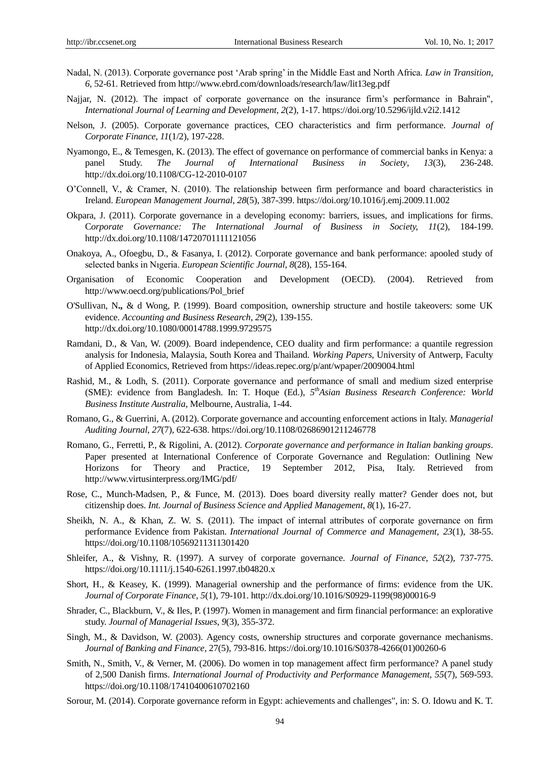Nadal, N. (2013). Corporate governance post 'Arab spring' in the Middle East and North Africa. *Law in Transition, 6*, 52-61. Retrieved from http://www.ebrd.com/downloads/research/law/lit13eg.pdf

Najjar, N. (2012). The impact of corporate governance on the insurance firm's performance in Bahrain", *International Journal of Learning and Development*, *2*(2), 1-17. https://doi.org/10.5296/ijld.v2i2.1412

Nelson, J. (2005). Corporate governance practices, CEO characteristics and firm performance. *Journal of Corporate Finance, 11*(1/2), 197-228.

Nyamongo, E., & Temesgen, K. (2013). The effect of governance on performance of commercial banks in Kenya: a panel Study. *The Journal of International Business in Society*, *13*(3), 236-248. http://dx.doi.org/10.1108/CG-12-2010-0107

O'Connell, V., & Cramer, N. (2010). The relationship between firm performance and board characteristics in Ireland. *European Management Journal, 28*(5), 387-399. https://doi.org/10.1016/j.emj.2009.11.002

Okpara, J. (2011). Corporate governance in a developing economy: barriers, issues, and implications for firms. C*orporate Governance: The International Journal of Business in Society, 11*(2), 184-199. http://dx.doi.org/10.1108/14720701111121056

Onakoya, A., Ofoegbu, D., & Fasanya, I. (2012). Corporate governance and bank performance: apooled study of selected banks in Nıgeria. *European Scientific Journal*, *8*(28), 155-164.

Organisation of Economic Cooperation and Development (OECD). (2004). Retrieved from http://www.oecd.org/publications/Pol_brief

O'Sullivan, N**.,** & d Wong, P. (1999). Board composition, ownership structure and hostile takeovers: some UK evidence. *Accounting and Business Research*, *29*(2), 139-155. http://dx.doi.org/10.1080/00014788.1999.9729575

Ramdani, D., & Van, W. (2009). Board independence, CEO duality and firm performance: a quantile regression analysis for Indonesia, Malaysia, South Korea and Thailand. *Working Papers*, University of Antwerp, Faculty of Applied Economics, Retrieved from https://ideas.repec.org/p/ant/wpaper/2009004.html

Rashid, M., & Lodh, S. (2011). Corporate governance and performance of small and medium sized enterprise (SME): evidence from Bangladesh. In: T. Hoque (Ed.), *5th Asian Business Research Conference: World Business Institute Australia*, Melbourne, Australia, 1-44.

Romano, G., & Guerrini, A. (2012). Corporate governance and accounting enforcement actions in Italy. *Managerial Auditing Journal*, *27*(7), 622-638. https://doi.org/10.1108/02686901211246778

Romano, G., Ferretti, P., & Rigolini, A. (2012). *Corporate governance and performance in Italian banking groups*. Paper presented at International Conference of Corporate Governance and Regulation: Outlining New Horizons for Theory and Practice, 19 September 2012, Pisa, Italy. Retrieved from http://www.virtusinterpress.org/IMG/pdf/

Rose, C., Munch-Madsen, P., & Funce, M. (2013). Does board diversity really matter? Gender does not, but citizenship does. *Int. Journal of Business Science and Applied Management*, *8*(1), 16-27.

Sheikh, N. A., & Khan, Z. W. S. (2011). The impact of internal attributes of corporate governance on firm performance Evidence from Pakistan. *International Journal of Commerce and Management, 23*(1), 38-55. https://doi.org/10.1108/10569211311301420

Shleifer, A., & Vishny, R. (1997). A survey of corporate governance. *Journal of Finance*, *52*(2), 737-775. https://doi.org/10.1111/j.1540-6261.1997.tb04820.x

Short, H., & Keasey, K. (1999). Managerial ownership and the performance of firms: evidence from the UK. *Journal of Corporate Finance, 5*(1), 79-101. http://dx.doi.org/10.1016/S0929-1199(98)00016-9

Shrader, C., Blackburn, V., & Iles, P. (1997). Women in management and firm financial performance: an explorative study. *Journal of Managerial Issues*, *9*(3), 355-372.

Singh, M., & Davidson, W. (2003). Agency costs, ownership structures and corporate governance mechanisms. *Journal of Banking and Finance*, 27(5), 793-816. https://doi.org/10.1016/S0378-4266(01)00260-6

Smith, N., Smith, V., & Verner, M. (2006). Do women in top management affect firm performance? A panel study of 2,500 Danish firms. *International Journal of Productivity and Performance Management, 55*(7), 569-593. https://doi.org/10.1108/17410400610702160

Sorour, M. (2014). Corporate governance reform in Egypt: achievements and challenges", in: S. O. Idowu and K. T.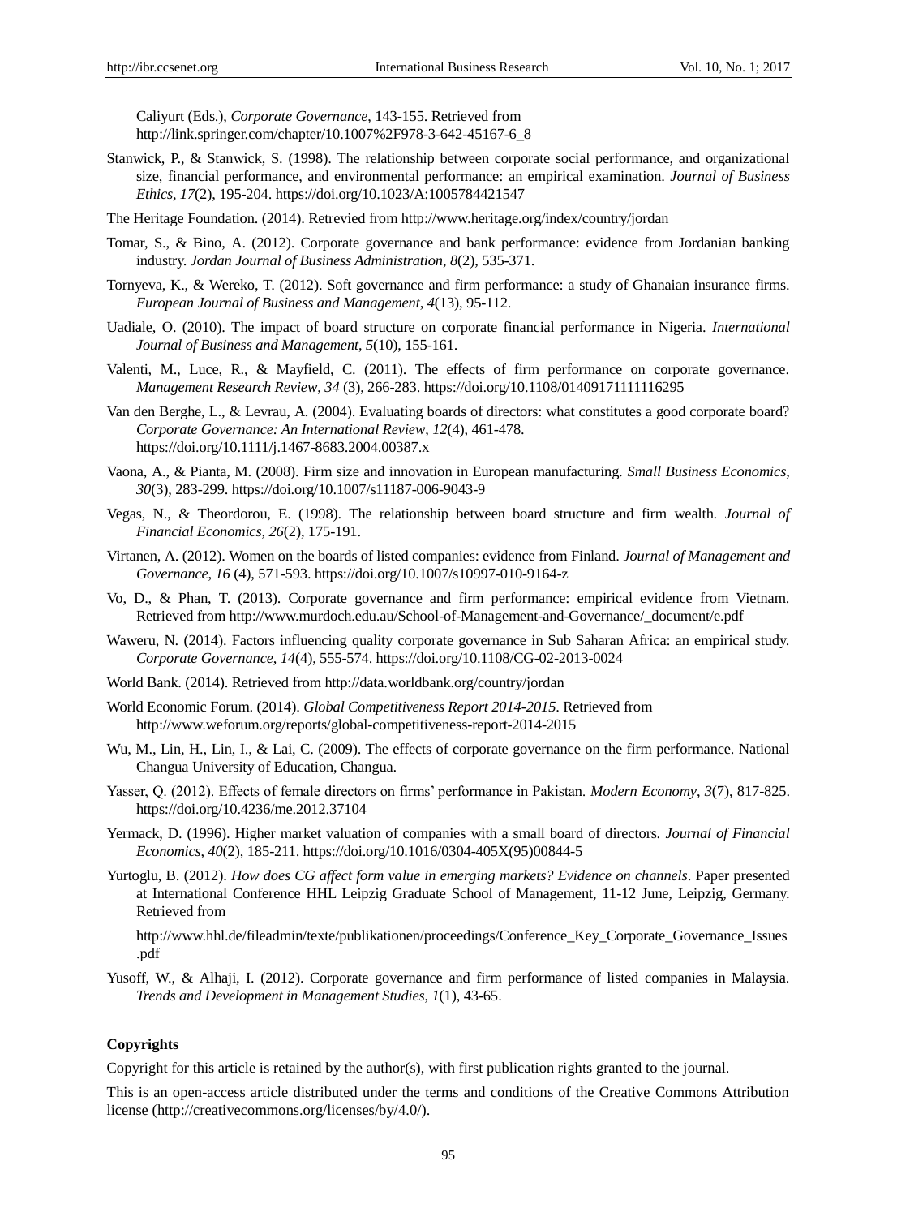Caliyurt (Eds.), *Corporate Governance*, 143-155. Retrieved from http://link.springer.com/chapter/10.1007%2F978-3-642-45167-6_8

Stanwick, P., & Stanwick, S. (1998). The relationship between corporate social performance, and organizational size, financial performance, and environmental performance: an empirical examination. *Journal of Business Ethics*, *17*(2), 195-204. https://doi.org/10.1023/A:1005784421547

The Heritage Foundation. (2014). Retrevied from http://www.heritage.org/index/country/jordan

Tomar, S., & Bino, A. (2012). Corporate governance and bank performance: evidence from Jordanian banking industry. *Jordan Journal of Business Administration*, *8*(2), 535-371.

Tornyeva, K., & Wereko, T. (2012). Soft governance and firm performance: a study of Ghanaian insurance firms. *European Journal of Business and Management*, *4*(13), 95-112.

Uadiale, O. (2010). The impact of board structure on corporate financial performance in Nigeria. *International Journal of Business and Management*, *5*(10), 155-161.

Valenti, M., Luce, R., & Mayfield, C. (2011). The effects of firm performance on corporate governance. *Management Research Review*, *34* (3), 266-283. https://doi.org/10.1108/01409171111116295

Van den Berghe, L., & Levrau, A. (2004). Evaluating boards of directors: what constitutes a good corporate board? *Corporate Governance: An International Review*, *12*(4), 461-478. https://doi.org/10.1111/j.1467-8683.2004.00387.x

Vaona, A., & Pianta, M. (2008). Firm size and innovation in European manufacturing. *Small Business Economics*, *30*(3), 283-299. https://doi.org/10.1007/s11187-006-9043-9

Vegas, N., & Theordorou, E. (1998). The relationship between board structure and firm wealth. *Journal of Financial Economics*, *26*(2), 175-191.

Virtanen, A. (2012). Women on the boards of listed companies: evidence from Finland. *Journal of Management and Governance*, *16* (4), 571-593. https://doi.org/10.1007/s10997-010-9164-z

Vo, D., & Phan, T. (2013). Corporate governance and firm performance: empirical evidence from Vietnam. Retrieved from http://www.murdoch.edu.au/School-of-Management-and-Governance/_document/e.pdf

Waweru, N. (2014). Factors influencing quality corporate governance in Sub Saharan Africa: an empirical study. *Corporate Governance*, *14*(4), 555-574. https://doi.org/10.1108/CG-02-2013-0024

World Bank. (2014). Retrieved from http://data.worldbank.org/country/jordan

World Economic Forum. (2014). *Global Competitiveness Report 2014-2015*. Retrieved from http://www.weforum.org/reports/global-competitiveness-report-2014-2015

Wu, M., Lin, H., Lin, I., & Lai, C. (2009). The effects of corporate governance on the firm performance. National Changua University of Education, Changua.

Yasser, Q. (2012). Effects of female directors on firms' performance in Pakistan. *Modern Economy*, *3*(7), 817-825. https://doi.org/10.4236/me.2012.37104

Yermack, D. (1996). Higher market valuation of companies with a small board of directors. *Journal of Financial Economics*, *40*(2), 185-211. https://doi.org/10.1016/0304-405X(95)00844-5

Yurtoglu, B. (2012). *How does CG affect form value in emerging markets? Evidence on channels*. Paper presented at International Conference HHL Leipzig Graduate School of Management, 11-12 June, Leipzig, Germany. Retrieved from

http://www.hhl.de/fileadmin/texte/publikationen/proceedings/Conference_Key_Corporate_Governance_Issues.pdf

Yusoff, W., & Alhaji, I. (2012). Corporate governance and firm performance of listed companies in Malaysia. *Trends and Development in Management Studies*, *1*(1), 43-65.

**Copyrights**

Copyright for this article is retained by the author(s), with first publication rights granted to the journal.

This is an open-access article distributed under the terms and conditions of the Creative Commons Attribution license (http://creativecommons.org/licenses/by/4.0/).